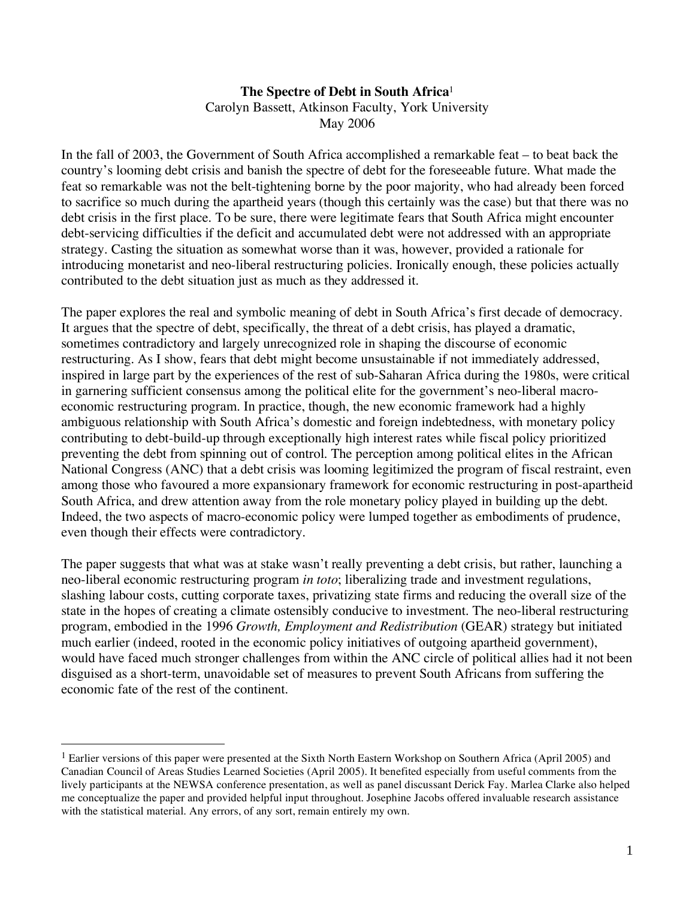# The Spectre of Debt in South Africa[1]

Carolyn Bassett, Atkinson Faculty, York University

May 2006

In the fall of 2003, the Government of South Africa accomplished a remarkable feat – to beat back the country's looming debt crisis and banish the spectre of debt for the foreseeable future. What made the feat so remarkable was not the belt-tightening borne by the poor majority, who had already been forced to sacrifice so much during the apartheid years (though this certainly was the case) but that there was no debt crisis in the first place. To be sure, there were legitimate fears that South Africa might encounter debt-servicing difficulties if the deficit and accumulated debt were not addressed with an appropriate strategy. Casting the situation as somewhat worse than it was, however, provided a rationale for introducing monetarist and neo-liberal restructuring policies. Ironically enough, these policies actually contributed to the debt situation just as much as they addressed it.

The paper explores the real and symbolic meaning of debt in South Africa's first decade of democracy. It argues that the spectre of debt, specifically, the threat of a debt crisis, has played a dramatic, sometimes contradictory and largely unrecognized role in shaping the discourse of economic restructuring. As I show, fears that debt might become unsustainable if not immediately addressed, inspired in large part by the experiences of the rest of sub-Saharan Africa during the 1980s, were critical in garnering sufficient consensus among the political elite for the government's neo-liberal macro-economic restructuring program. In practice, though, the new economic framework had a highly ambiguous relationship with South Africa's domestic and foreign indebtedness, with monetary policy contributing to debt-build-up through exceptionally high interest rates while fiscal policy prioritized preventing the debt from spinning out of control. The perception among political elites in the African National Congress (ANC) that a debt crisis was looming legitimized the program of fiscal restraint, even among those who favoured a more expansionary framework for economic restructuring in post-apartheid South Africa, and drew attention away from the role monetary policy played in building up the debt. Indeed, the two aspects of macro-economic policy were lumped together as embodiments of prudence, even though their effects were contradictory.

The paper suggests that what was at stake wasn't really preventing a debt crisis, but rather, launching a neo-liberal economic restructuring program *in toto*; liberalizing trade and investment regulations, slashing labour costs, cutting corporate taxes, privatizing state firms and reducing the overall size of the state in the hopes of creating a climate ostensibly conducive to investment. The neo-liberal restructuring program, embodied in the 1996 *Growth, Employment and Redistribution* (GEAR) strategy but initiated much earlier (indeed, rooted in the economic policy initiatives of outgoing apartheid government), would have faced much stronger challenges from within the ANC circle of political allies had it not been disguised as a short-term, unavoidable set of measures to prevent South Africans from suffering the economic fate of the rest of the continent.

---

[1] Earlier versions of this paper were presented at the Sixth North Eastern Workshop on Southern Africa (April 2005) and Canadian Council of Areas Studies Learned Societies (April 2005). It benefited especially from useful comments from the lively participants at the NEWSA conference presentation, as well as panel discussant Derick Fay. Marlea Clarke also helped me conceptualize the paper and provided helpful input throughout. Josephine Jacobs offered invaluable research assistance with the statistical material. Any errors, of any sort, remain entirely my own.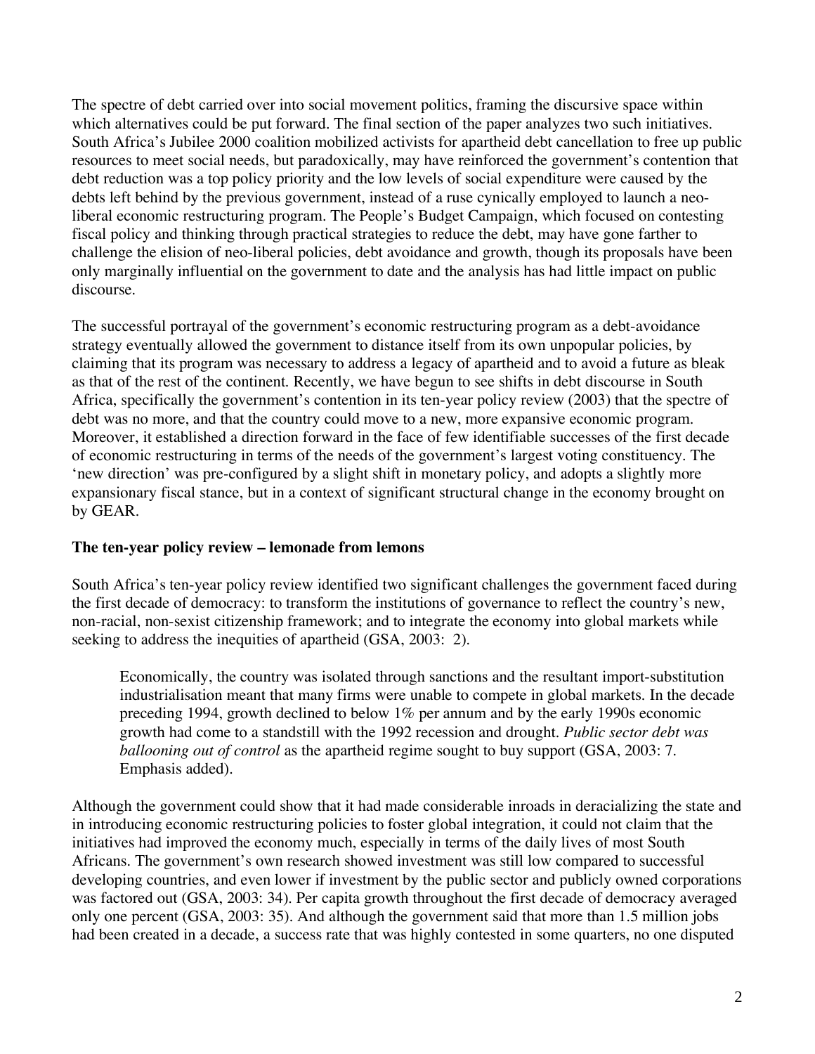The spectre of debt carried over into social movement politics, framing the discursive space within which alternatives could be put forward. The final section of the paper analyzes two such initiatives. South Africa's Jubilee 2000 coalition mobilized activists for apartheid debt cancellation to free up public resources to meet social needs, but paradoxically, may have reinforced the government's contention that debt reduction was a top policy priority and the low levels of social expenditure were caused by the debts left behind by the previous government, instead of a ruse cynically employed to launch a neo-liberal economic restructuring program. The People's Budget Campaign, which focused on contesting fiscal policy and thinking through practical strategies to reduce the debt, may have gone farther to challenge the elision of neo-liberal policies, debt avoidance and growth, though its proposals have been only marginally influential on the government to date and the analysis has had little impact on public discourse.

The successful portrayal of the government's economic restructuring program as a debt-avoidance strategy eventually allowed the government to distance itself from its own unpopular policies, by claiming that its program was necessary to address a legacy of apartheid and to avoid a future as bleak as that of the rest of the continent. Recently, we have begun to see shifts in debt discourse in South Africa, specifically the government's contention in its ten-year policy review (2003) that the spectre of debt was no more, and that the country could move to a new, more expansive economic program. Moreover, it established a direction forward in the face of few identifiable successes of the first decade of economic restructuring in terms of the needs of the government's largest voting constituency. The 'new direction' was pre-configured by a slight shift in monetary policy, and adopts a slightly more expansionary fiscal stance, but in a context of significant structural change in the economy brought on by GEAR.

**The ten-year policy review – lemonade from lemons**

South Africa's ten-year policy review identified two significant challenges the government faced during the first decade of democracy: to transform the institutions of governance to reflect the country's new, non-racial, non-sexist citizenship framework; and to integrate the economy into global markets while seeking to address the inequities of apartheid (GSA, 2003: 2).

> Economically, the country was isolated through sanctions and the resultant import-substitution industrialisation meant that many firms were unable to compete in global markets. In the decade preceding 1994, growth declined to below 1% per annum and by the early 1990s economic growth had come to a standstill with the 1992 recession and drought. *Public sector debt was ballooning out of control* as the apartheid regime sought to buy support (GSA, 2003: 7. Emphasis added).

Although the government could show that it had made considerable inroads in deracializing the state and in introducing economic restructuring policies to foster global integration, it could not claim that the initiatives had improved the economy much, especially in terms of the daily lives of most South Africans. The government's own research showed investment was still low compared to successful developing countries, and even lower if investment by the public sector and publicly owned corporations was factored out (GSA, 2003: 34). Per capita growth throughout the first decade of democracy averaged only one percent (GSA, 2003: 35). And although the government said that more than 1.5 million jobs had been created in a decade, a success rate that was highly contested in some quarters, no one disputed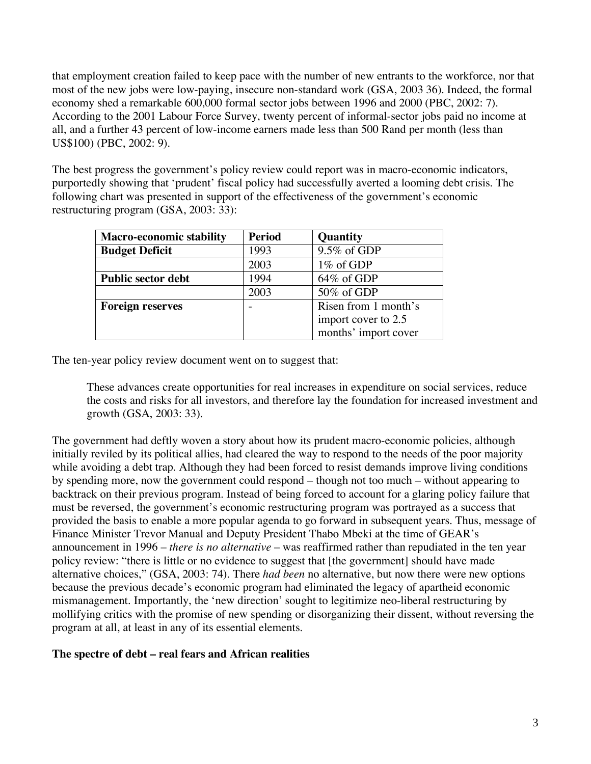that employment creation failed to keep pace with the number of new entrants to the workforce, nor that most of the new jobs were low-paying, insecure non-standard work (GSA, 2003 36). Indeed, the formal economy shed a remarkable 600,000 formal sector jobs between 1996 and 2000 (PBC, 2002: 7). According to the 2001 Labour Force Survey, twenty percent of informal-sector jobs paid no income at all, and a further 43 percent of low-income earners made less than 500 Rand per month (less than US$100) (PBC, 2002: 9).

The best progress the government's policy review could report was in macro-economic indicators, purportedly showing that 'prudent' fiscal policy had successfully averted a looming debt crisis. The following chart was presented in support of the effectiveness of the government's economic restructuring program (GSA, 2003: 33):

| **Macro-economic stability** | **Period** | **Quantity** |
|---|---|---|
| **Budget Deficit** | 1993 | 9.5% of GDP |
| | 2003 | 1% of GDP |
| **Public sector debt** | 1994 | 64% of GDP |
| | 2003 | 50% of GDP |
| **Foreign reserves** | - | Risen from 1 month's import cover to 2.5 months' import cover |

The ten-year policy review document went on to suggest that:

> These advances create opportunities for real increases in expenditure on social services, reduce the costs and risks for all investors, and therefore lay the foundation for increased investment and growth (GSA, 2003: 33).

The government had deftly woven a story about how its prudent macro-economic policies, although initially reviled by its political allies, had cleared the way to respond to the needs of the poor majority while avoiding a debt trap. Although they had been forced to resist demands improve living conditions by spending more, now the government could respond – though not too much – without appearing to backtrack on their previous program. Instead of being forced to account for a glaring policy failure that must be reversed, the government's economic restructuring program was portrayed as a success that provided the basis to enable a more popular agenda to go forward in subsequent years. Thus, message of Finance Minister Trevor Manual and Deputy President Thabo Mbeki at the time of GEAR's announcement in 1996 – *there is no alternative* – was reaffirmed rather than repudiated in the ten year policy review: "there is little or no evidence to suggest that [the government] should have made alternative choices," (GSA, 2003: 74). There *had been* no alternative, but now there were new options because the previous decade's economic program had eliminated the legacy of apartheid economic mismanagement. Importantly, the 'new direction' sought to legitimize neo-liberal restructuring by mollifying critics with the promise of new spending or disorganizing their dissent, without reversing the program at all, at least in any of its essential elements.

**The spectre of debt – real fears and African realities**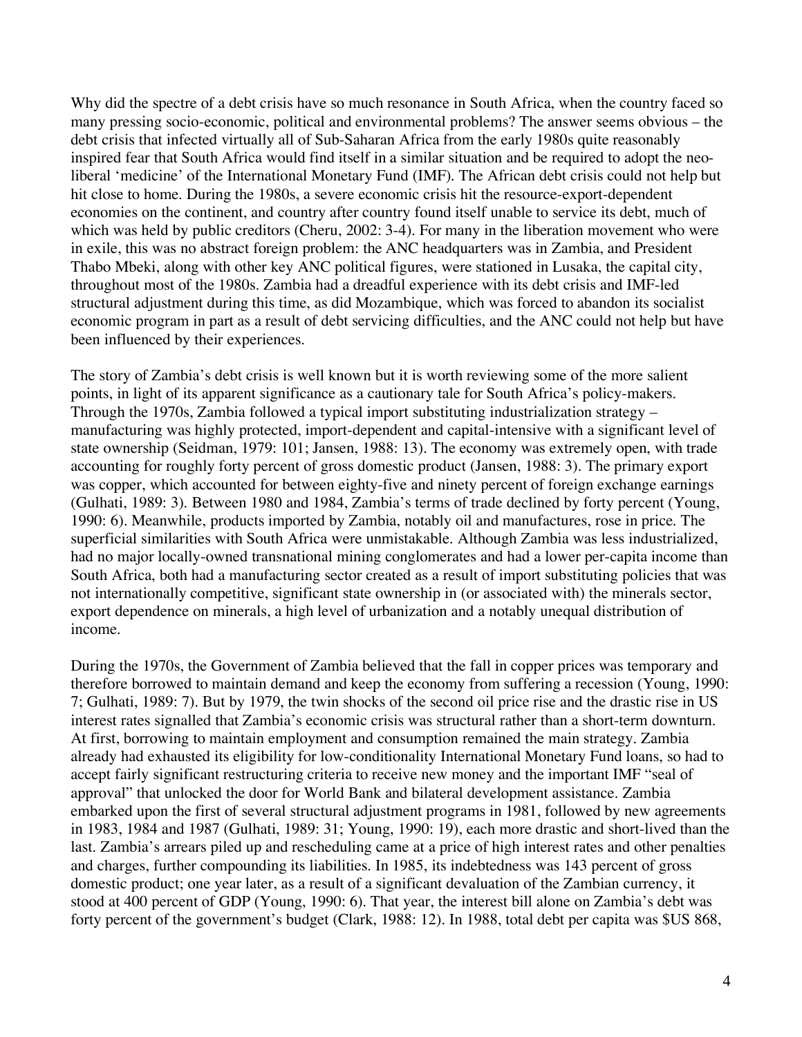Why did the spectre of a debt crisis have so much resonance in South Africa, when the country faced so many pressing socio-economic, political and environmental problems? The answer seems obvious – the debt crisis that infected virtually all of Sub-Saharan Africa from the early 1980s quite reasonably inspired fear that South Africa would find itself in a similar situation and be required to adopt the neo-liberal 'medicine' of the International Monetary Fund (IMF). The African debt crisis could not help but hit close to home. During the 1980s, a severe economic crisis hit the resource-export-dependent economies on the continent, and country after country found itself unable to service its debt, much of which was held by public creditors (Cheru, 2002: 3-4). For many in the liberation movement who were in exile, this was no abstract foreign problem: the ANC headquarters was in Zambia, and President Thabo Mbeki, along with other key ANC political figures, were stationed in Lusaka, the capital city, throughout most of the 1980s. Zambia had a dreadful experience with its debt crisis and IMF-led structural adjustment during this time, as did Mozambique, which was forced to abandon its socialist economic program in part as a result of debt servicing difficulties, and the ANC could not help but have been influenced by their experiences.

The story of Zambia's debt crisis is well known but it is worth reviewing some of the more salient points, in light of its apparent significance as a cautionary tale for South Africa's policy-makers. Through the 1970s, Zambia followed a typical import substituting industrialization strategy – manufacturing was highly protected, import-dependent and capital-intensive with a significant level of state ownership (Seidman, 1979: 101; Jansen, 1988: 13). The economy was extremely open, with trade accounting for roughly forty percent of gross domestic product (Jansen, 1988: 3). The primary export was copper, which accounted for between eighty-five and ninety percent of foreign exchange earnings (Gulhati, 1989: 3). Between 1980 and 1984, Zambia's terms of trade declined by forty percent (Young, 1990: 6). Meanwhile, products imported by Zambia, notably oil and manufactures, rose in price. The superficial similarities with South Africa were unmistakable. Although Zambia was less industrialized, had no major locally-owned transnational mining conglomerates and had a lower per-capita income than South Africa, both had a manufacturing sector created as a result of import substituting policies that was not internationally competitive, significant state ownership in (or associated with) the minerals sector, export dependence on minerals, a high level of urbanization and a notably unequal distribution of income.

During the 1970s, the Government of Zambia believed that the fall in copper prices was temporary and therefore borrowed to maintain demand and keep the economy from suffering a recession (Young, 1990: 7; Gulhati, 1989: 7). But by 1979, the twin shocks of the second oil price rise and the drastic rise in US interest rates signalled that Zambia's economic crisis was structural rather than a short-term downturn. At first, borrowing to maintain employment and consumption remained the main strategy. Zambia already had exhausted its eligibility for low-conditionality International Monetary Fund loans, so had to accept fairly significant restructuring criteria to receive new money and the important IMF "seal of approval" that unlocked the door for World Bank and bilateral development assistance. Zambia embarked upon the first of several structural adjustment programs in 1981, followed by new agreements in 1983, 1984 and 1987 (Gulhati, 1989: 31; Young, 1990: 19), each more drastic and short-lived than the last. Zambia's arrears piled up and rescheduling came at a price of high interest rates and other penalties and charges, further compounding its liabilities. In 1985, its indebtedness was 143 percent of gross domestic product; one year later, as a result of a significant devaluation of the Zambian currency, it stood at 400 percent of GDP (Young, 1990: 6). That year, the interest bill alone on Zambia's debt was forty percent of the government's budget (Clark, 1988: 12). In 1988, total debt per capita was $US 868,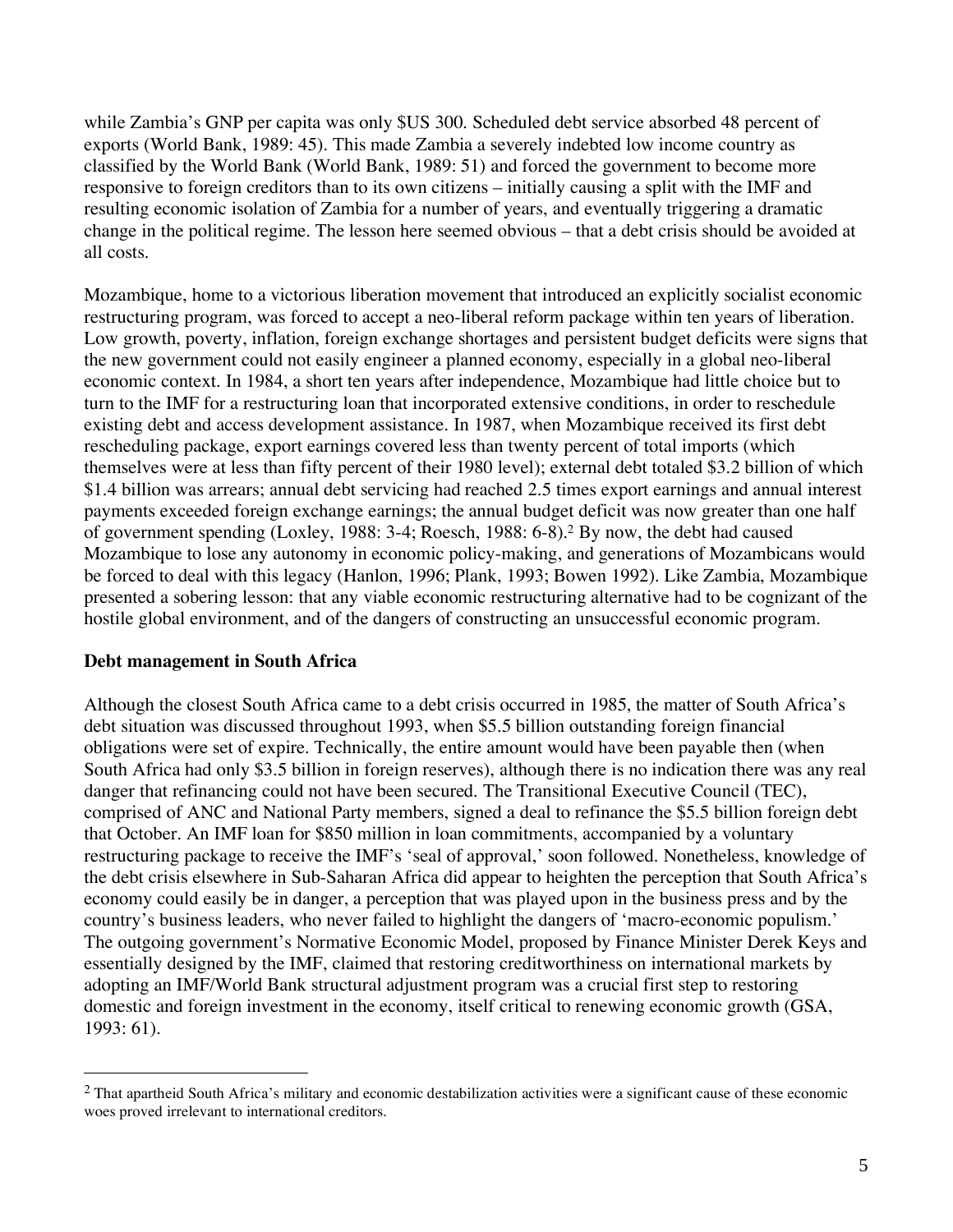while Zambia's GNP per capita was only $US 300. Scheduled debt service absorbed 48 percent of exports (World Bank, 1989: 45). This made Zambia a severely indebted low income country as classified by the World Bank (World Bank, 1989: 51) and forced the government to become more responsive to foreign creditors than to its own citizens – initially causing a split with the IMF and resulting economic isolation of Zambia for a number of years, and eventually triggering a dramatic change in the political regime. The lesson here seemed obvious – that a debt crisis should be avoided at all costs.

Mozambique, home to a victorious liberation movement that introduced an explicitly socialist economic restructuring program, was forced to accept a neo-liberal reform package within ten years of liberation. Low growth, poverty, inflation, foreign exchange shortages and persistent budget deficits were signs that the new government could not easily engineer a planned economy, especially in a global neo-liberal economic context. In 1984, a short ten years after independence, Mozambique had little choice but to turn to the IMF for a restructuring loan that incorporated extensive conditions, in order to reschedule existing debt and access development assistance. In 1987, when Mozambique received its first debt rescheduling package, export earnings covered less than twenty percent of total imports (which themselves were at less than fifty percent of their 1980 level); external debt totaled $3.2 billion of which $1.4 billion was arrears; annual debt servicing had reached 2.5 times export earnings and annual interest payments exceeded foreign exchange earnings; the annual budget deficit was now greater than one half of government spending (Loxley, 1988: 3-4; Roesch, 1988: 6-8).[2] By now, the debt had caused Mozambique to lose any autonomy in economic policy-making, and generations of Mozambicans would be forced to deal with this legacy (Hanlon, 1996; Plank, 1993; Bowen 1992). Like Zambia, Mozambique presented a sobering lesson: that any viable economic restructuring alternative had to be cognizant of the hostile global environment, and of the dangers of constructing an unsuccessful economic program.

**Debt management in South Africa**

Although the closest South Africa came to a debt crisis occurred in 1985, the matter of South Africa's debt situation was discussed throughout 1993, when $5.5 billion outstanding foreign financial obligations were set of expire. Technically, the entire amount would have been payable then (when South Africa had only $3.5 billion in foreign reserves), although there is no indication there was any real danger that refinancing could not have been secured. The Transitional Executive Council (TEC), comprised of ANC and National Party members, signed a deal to refinance the $5.5 billion foreign debt that October. An IMF loan for $850 million in loan commitments, accompanied by a voluntary restructuring package to receive the IMF's 'seal of approval,' soon followed. Nonetheless, knowledge of the debt crisis elsewhere in Sub-Saharan Africa did appear to heighten the perception that South Africa's economy could easily be in danger, a perception that was played upon in the business press and by the country's business leaders, who never failed to highlight the dangers of 'macro-economic populism.' The outgoing government's Normative Economic Model, proposed by Finance Minister Derek Keys and essentially designed by the IMF, claimed that restoring creditworthiness on international markets by adopting an IMF/World Bank structural adjustment program was a crucial first step to restoring domestic and foreign investment in the economy, itself critical to renewing economic growth (GSA, 1993: 61).

---

[2] That apartheid South Africa's military and economic destabilization activities were a significant cause of these economic woes proved irrelevant to international creditors.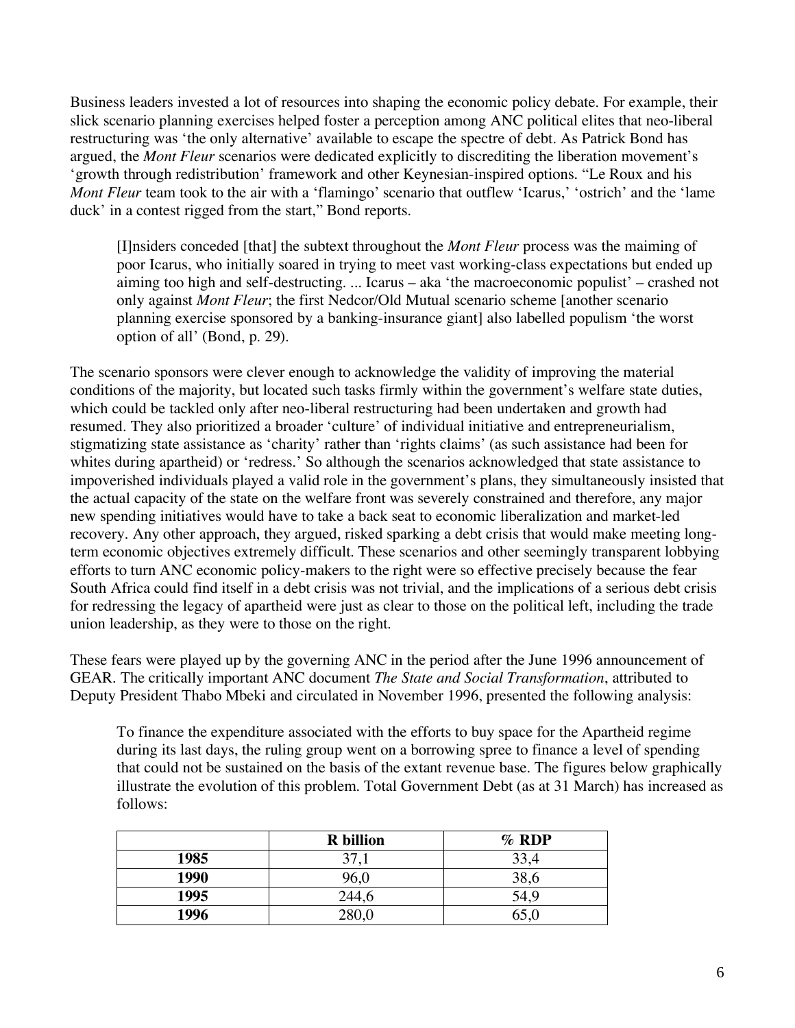Business leaders invested a lot of resources into shaping the economic policy debate. For example, their slick scenario planning exercises helped foster a perception among ANC political elites that neo-liberal restructuring was 'the only alternative' available to escape the spectre of debt. As Patrick Bond has argued, the *Mont Fleur* scenarios were dedicated explicitly to discrediting the liberation movement's 'growth through redistribution' framework and other Keynesian-inspired options. "Le Roux and his *Mont Fleur* team took to the air with a 'flamingo' scenario that outflew 'Icarus,' 'ostrich' and the 'lame duck' in a contest rigged from the start," Bond reports.

> [I]nsiders conceded [that] the subtext throughout the *Mont Fleur* process was the maiming of poor Icarus, who initially soared in trying to meet vast working-class expectations but ended up aiming too high and self-destructing. ... Icarus – aka 'the macroeconomic populist' – crashed not only against *Mont Fleur*; the first Nedcor/Old Mutual scenario scheme [another scenario planning exercise sponsored by a banking-insurance giant] also labelled populism 'the worst option of all' (Bond, p. 29).

The scenario sponsors were clever enough to acknowledge the validity of improving the material conditions of the majority, but located such tasks firmly within the government's welfare state duties, which could be tackled only after neo-liberal restructuring had been undertaken and growth had resumed. They also prioritized a broader 'culture' of individual initiative and entrepreneurialism, stigmatizing state assistance as 'charity' rather than 'rights claims' (as such assistance had been for whites during apartheid) or 'redress.' So although the scenarios acknowledged that state assistance to impoverished individuals played a valid role in the government's plans, they simultaneously insisted that the actual capacity of the state on the welfare front was severely constrained and therefore, any major new spending initiatives would have to take a back seat to economic liberalization and market-led recovery. Any other approach, they argued, risked sparking a debt crisis that would make meeting long-term economic objectives extremely difficult. These scenarios and other seemingly transparent lobbying efforts to turn ANC economic policy-makers to the right were so effective precisely because the fear South Africa could find itself in a debt crisis was not trivial, and the implications of a serious debt crisis for redressing the legacy of apartheid were just as clear to those on the political left, including the trade union leadership, as they were to those on the right.

These fears were played up by the governing ANC in the period after the June 1996 announcement of GEAR. The critically important ANC document *The State and Social Transformation*, attributed to Deputy President Thabo Mbeki and circulated in November 1996, presented the following analysis:

> To finance the expenditure associated with the efforts to buy space for the Apartheid regime during its last days, the ruling group went on a borrowing spree to finance a level of spending that could not be sustained on the basis of the extant revenue base. The figures below graphically illustrate the evolution of this problem. Total Government Debt (as at 31 March) has increased as follows:

| | R billion | % RDP |
|---|---|---|
| **1985** | 37,1 | 33,4 |
| **1990** | 96,0 | 38,6 |
| **1995** | 244,6 | 54,9 |
| **1996** | 280,0 | 65,0 |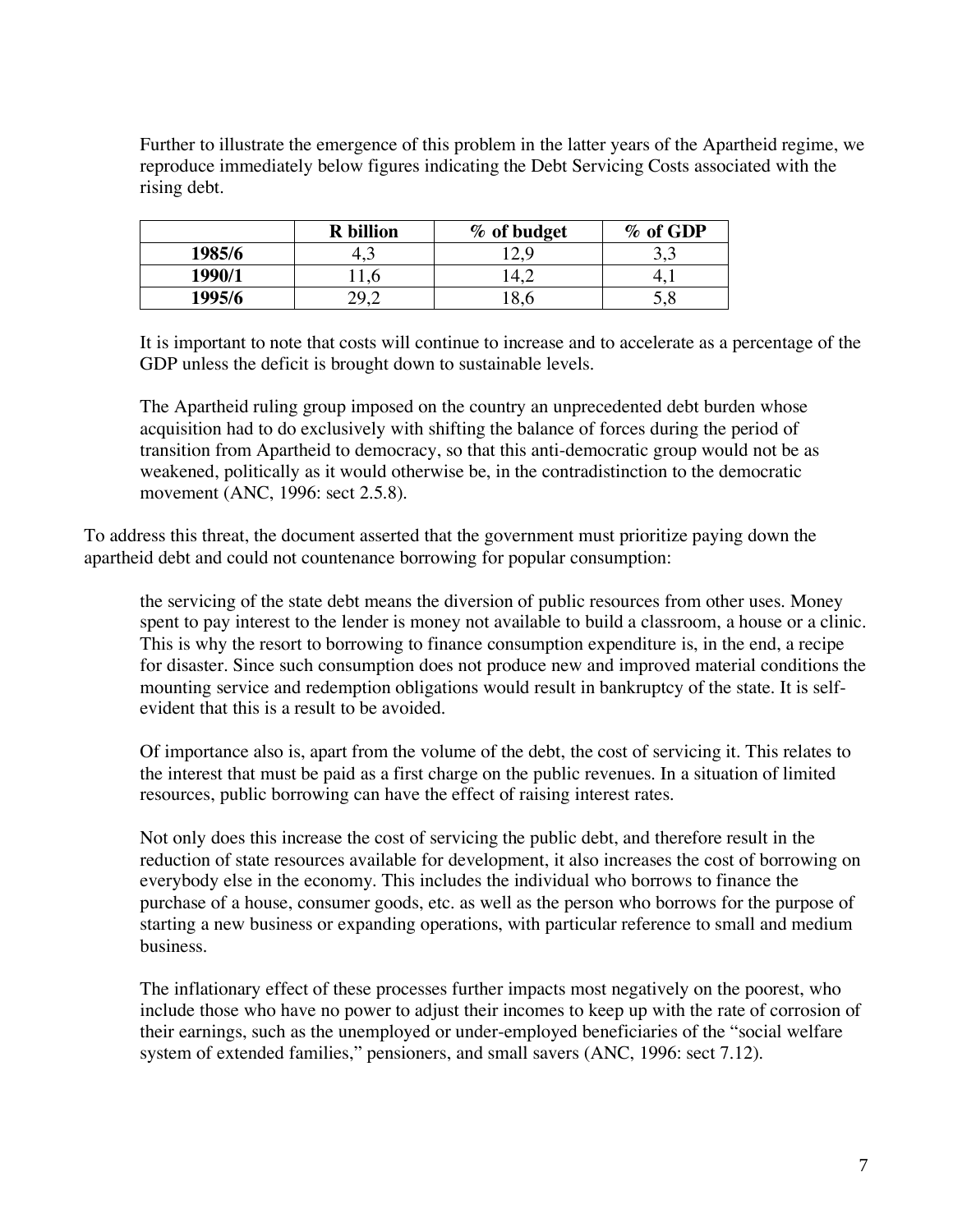> Further to illustrate the emergence of this problem in the latter years of the Apartheid regime, we reproduce immediately below figures indicating the Debt Servicing Costs associated with the rising debt.
>
> | | R billion | % of budget | % of GDP |
> |---|---|---|---|
> | **1985/6** | 4,3 | 12,9 | 3,3 |
> | **1990/1** | 11,6 | 14,2 | 4,1 |
> | **1995/6** | 29,2 | 18,6 | 5,8 |
>
> It is important to note that costs will continue to increase and to accelerate as a percentage of the GDP unless the deficit is brought down to sustainable levels.
>
> The Apartheid ruling group imposed on the country an unprecedented debt burden whose acquisition had to do exclusively with shifting the balance of forces during the period of transition from Apartheid to democracy, so that this anti-democratic group would not be as weakened, politically as it would otherwise be, in the contradistinction to the democratic movement (ANC, 1996: sect 2.5.8).

To address this threat, the document asserted that the government must prioritize paying down the apartheid debt and could not countenance borrowing for popular consumption:

> the servicing of the state debt means the diversion of public resources from other uses. Money spent to pay interest to the lender is money not available to build a classroom, a house or a clinic. This is why the resort to borrowing to finance consumption expenditure is, in the end, a recipe for disaster. Since such consumption does not produce new and improved material conditions the mounting service and redemption obligations would result in bankruptcy of the state. It is self-evident that this is a result to be avoided.
>
> Of importance also is, apart from the volume of the debt, the cost of servicing it. This relates to the interest that must be paid as a first charge on the public revenues. In a situation of limited resources, public borrowing can have the effect of raising interest rates.
>
> Not only does this increase the cost of servicing the public debt, and therefore result in the reduction of state resources available for development, it also increases the cost of borrowing on everybody else in the economy. This includes the individual who borrows to finance the purchase of a house, consumer goods, etc. as well as the person who borrows for the purpose of starting a new business or expanding operations, with particular reference to small and medium business.
>
> The inflationary effect of these processes further impacts most negatively on the poorest, who include those who have no power to adjust their incomes to keep up with the rate of corrosion of their earnings, such as the unemployed or under-employed beneficiaries of the "social welfare system of extended families," pensioners, and small savers (ANC, 1996: sect 7.12).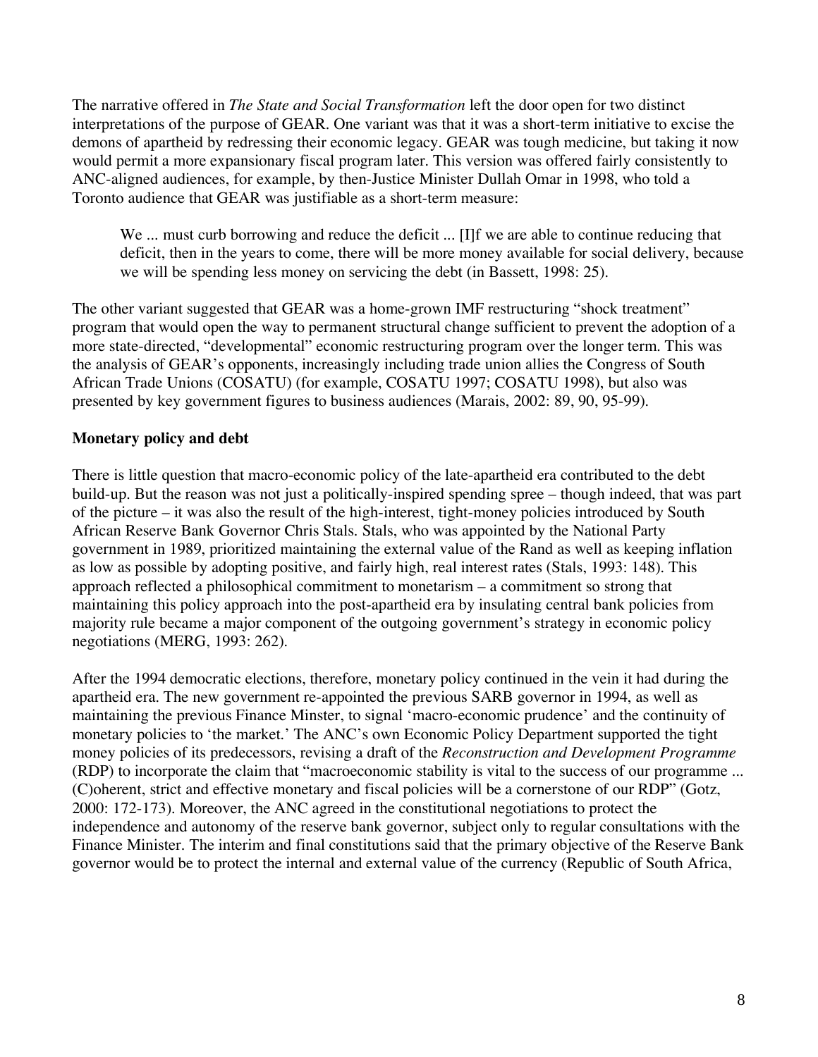The narrative offered in *The State and Social Transformation* left the door open for two distinct interpretations of the purpose of GEAR. One variant was that it was a short-term initiative to excise the demons of apartheid by redressing their economic legacy. GEAR was tough medicine, but taking it now would permit a more expansionary fiscal program later. This version was offered fairly consistently to ANC-aligned audiences, for example, by then-Justice Minister Dullah Omar in 1998, who told a Toronto audience that GEAR was justifiable as a short-term measure:

> We ... must curb borrowing and reduce the deficit ... [I]f we are able to continue reducing that deficit, then in the years to come, there will be more money available for social delivery, because we will be spending less money on servicing the debt (in Bassett, 1998: 25).

The other variant suggested that GEAR was a home-grown IMF restructuring "shock treatment" program that would open the way to permanent structural change sufficient to prevent the adoption of a more state-directed, "developmental" economic restructuring program over the longer term. This was the analysis of GEAR's opponents, increasingly including trade union allies the Congress of South African Trade Unions (COSATU) (for example, COSATU 1997; COSATU 1998), but also was presented by key government figures to business audiences (Marais, 2002: 89, 90, 95-99).

**Monetary policy and debt**

There is little question that macro-economic policy of the late-apartheid era contributed to the debt build-up. But the reason was not just a politically-inspired spending spree – though indeed, that was part of the picture – it was also the result of the high-interest, tight-money policies introduced by South African Reserve Bank Governor Chris Stals. Stals, who was appointed by the National Party government in 1989, prioritized maintaining the external value of the Rand as well as keeping inflation as low as possible by adopting positive, and fairly high, real interest rates (Stals, 1993: 148). This approach reflected a philosophical commitment to monetarism – a commitment so strong that maintaining this policy approach into the post-apartheid era by insulating central bank policies from majority rule became a major component of the outgoing government's strategy in economic policy negotiations (MERG, 1993: 262).

After the 1994 democratic elections, therefore, monetary policy continued in the vein it had during the apartheid era. The new government re-appointed the previous SARB governor in 1994, as well as maintaining the previous Finance Minster, to signal 'macro-economic prudence' and the continuity of monetary policies to 'the market.' The ANC's own Economic Policy Department supported the tight money policies of its predecessors, revising a draft of the *Reconstruction and Development Programme* (RDP) to incorporate the claim that "macroeconomic stability is vital to the success of our programme ... (C)oherent, strict and effective monetary and fiscal policies will be a cornerstone of our RDP" (Gotz, 2000: 172-173). Moreover, the ANC agreed in the constitutional negotiations to protect the independence and autonomy of the reserve bank governor, subject only to regular consultations with the Finance Minister. The interim and final constitutions said that the primary objective of the Reserve Bank governor would be to protect the internal and external value of the currency (Republic of South Africa,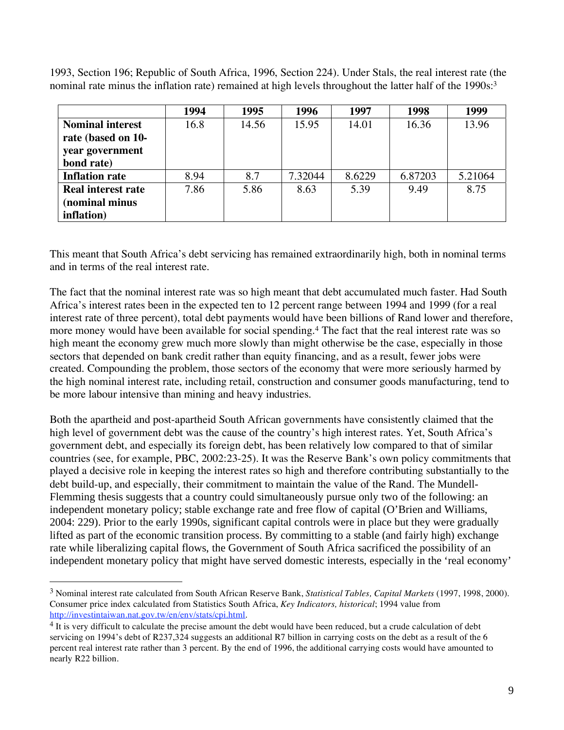1993, Section 196; Republic of South Africa, 1996, Section 224). Under Stals, the real interest rate (the nominal rate minus the inflation rate) remained at high levels throughout the latter half of the 1990s:[3]

| | 1994 | 1995 | 1996 | 1997 | 1998 | 1999 |
|---|---|---|---|---|---|---|
| **Nominal interest rate (based on 10-year government bond rate)** | 16.8 | 14.56 | 15.95 | 14.01 | 16.36 | 13.96 |
| **Inflation rate** | 8.94 | 8.7 | 7.32044 | 8.6229 | 6.87203 | 5.21064 |
| **Real interest rate (nominal minus inflation)** | 7.86 | 5.86 | 8.63 | 5.39 | 9.49 | 8.75 |

This meant that South Africa's debt servicing has remained extraordinarily high, both in nominal terms and in terms of the real interest rate.

The fact that the nominal interest rate was so high meant that debt accumulated much faster. Had South Africa's interest rates been in the expected ten to 12 percent range between 1994 and 1999 (for a real interest rate of three percent), total debt payments would have been billions of Rand lower and therefore, more money would have been available for social spending.[4] The fact that the real interest rate was so high meant the economy grew much more slowly than might otherwise be the case, especially in those sectors that depended on bank credit rather than equity financing, and as a result, fewer jobs were created. Compounding the problem, those sectors of the economy that were more seriously harmed by the high nominal interest rate, including retail, construction and consumer goods manufacturing, tend to be more labour intensive than mining and heavy industries.

Both the apartheid and post-apartheid South African governments have consistently claimed that the high level of government debt was the cause of the country's high interest rates. Yet, South Africa's government debt, and especially its foreign debt, has been relatively low compared to that of similar countries (see, for example, PBC, 2002:23-25). It was the Reserve Bank's own policy commitments that played a decisive role in keeping the interest rates so high and therefore contributing substantially to the debt build-up, and especially, their commitment to maintain the value of the Rand. The Mundell-Flemming thesis suggests that a country could simultaneously pursue only two of the following: an independent monetary policy; stable exchange rate and free flow of capital (O'Brien and Williams, 2004: 229). Prior to the early 1990s, significant capital controls were in place but they were gradually lifted as part of the economic transition process. By committing to a stable (and fairly high) exchange rate while liberalizing capital flows, the Government of South Africa sacrificed the possibility of an independent monetary policy that might have served domestic interests, especially in the 'real economy'

---

[3] Nominal interest rate calculated from South African Reserve Bank, *Statistical Tables, Capital Markets* (1997, 1998, 2000). Consumer price index calculated from Statistics South Africa, *Key Indicators, historical*; 1994 value from http://investintaiwan.nat.gov.tw/en/env/stats/cpi.html.

[4] It is very difficult to calculate the precise amount the debt would have been reduced, but a crude calculation of debt servicing on 1994's debt of R237,324 suggests an additional R7 billion in carrying costs on the debt as a result of the 6 percent real interest rate rather than 3 percent. By the end of 1996, the additional carrying costs would have amounted to nearly R22 billion.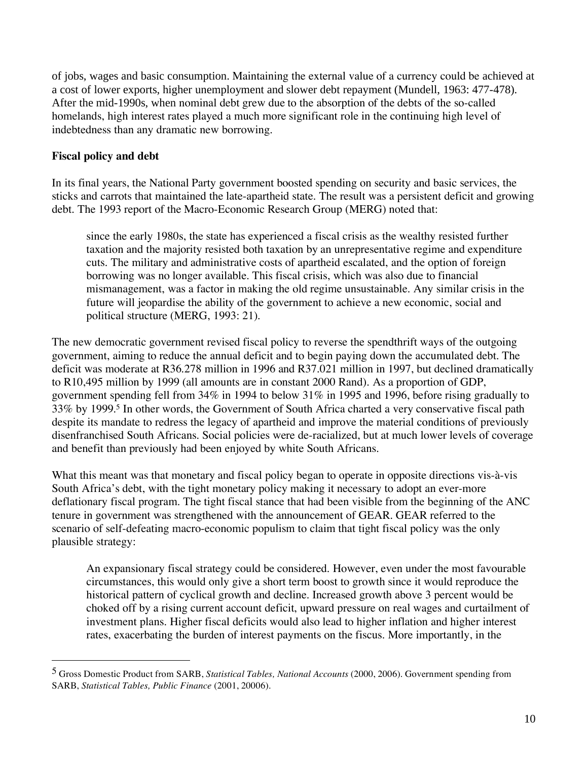of jobs, wages and basic consumption. Maintaining the external value of a currency could be achieved at a cost of lower exports, higher unemployment and slower debt repayment (Mundell, 1963: 477-478). After the mid-1990s, when nominal debt grew due to the absorption of the debts of the so-called homelands, high interest rates played a much more significant role in the continuing high level of indebtedness than any dramatic new borrowing.

**Fiscal policy and debt**

In its final years, the National Party government boosted spending on security and basic services, the sticks and carrots that maintained the late-apartheid state. The result was a persistent deficit and growing debt. The 1993 report of the Macro-Economic Research Group (MERG) noted that:

> since the early 1980s, the state has experienced a fiscal crisis as the wealthy resisted further taxation and the majority resisted both taxation by an unrepresentative regime and expenditure cuts. The military and administrative costs of apartheid escalated, and the option of foreign borrowing was no longer available. This fiscal crisis, which was also due to financial mismanagement, was a factor in making the old regime unsustainable. Any similar crisis in the future will jeopardise the ability of the government to achieve a new economic, social and political structure (MERG, 1993: 21).

The new democratic government revised fiscal policy to reverse the spendthrift ways of the outgoing government, aiming to reduce the annual deficit and to begin paying down the accumulated debt. The deficit was moderate at R36.278 million in 1996 and R37.021 million in 1997, but declined dramatically to R10,495 million by 1999 (all amounts are in constant 2000 Rand). As a proportion of GDP, government spending fell from 34% in 1994 to below 31% in 1995 and 1996, before rising gradually to 33% by 1999.[5] In other words, the Government of South Africa charted a very conservative fiscal path despite its mandate to redress the legacy of apartheid and improve the material conditions of previously disenfranchised South Africans. Social policies were de-racialized, but at much lower levels of coverage and benefit than previously had been enjoyed by white South Africans.

What this meant was that monetary and fiscal policy began to operate in opposite directions vis-à-vis South Africa's debt, with the tight monetary policy making it necessary to adopt an ever-more deflationary fiscal program. The tight fiscal stance that had been visible from the beginning of the ANC tenure in government was strengthened with the announcement of GEAR. GEAR referred to the scenario of self-defeating macro-economic populism to claim that tight fiscal policy was the only plausible strategy:

> An expansionary fiscal strategy could be considered. However, even under the most favourable circumstances, this would only give a short term boost to growth since it would reproduce the historical pattern of cyclical growth and decline. Increased growth above 3 percent would be choked off by a rising current account deficit, upward pressure on real wages and curtailment of investment plans. Higher fiscal deficits would also lead to higher inflation and higher interest rates, exacerbating the burden of interest payments on the fiscus. More importantly, in the

---

[5] Gross Domestic Product from SARB, *Statistical Tables, National Accounts* (2000, 2006). Government spending from SARB, *Statistical Tables, Public Finance* (2001, 20006).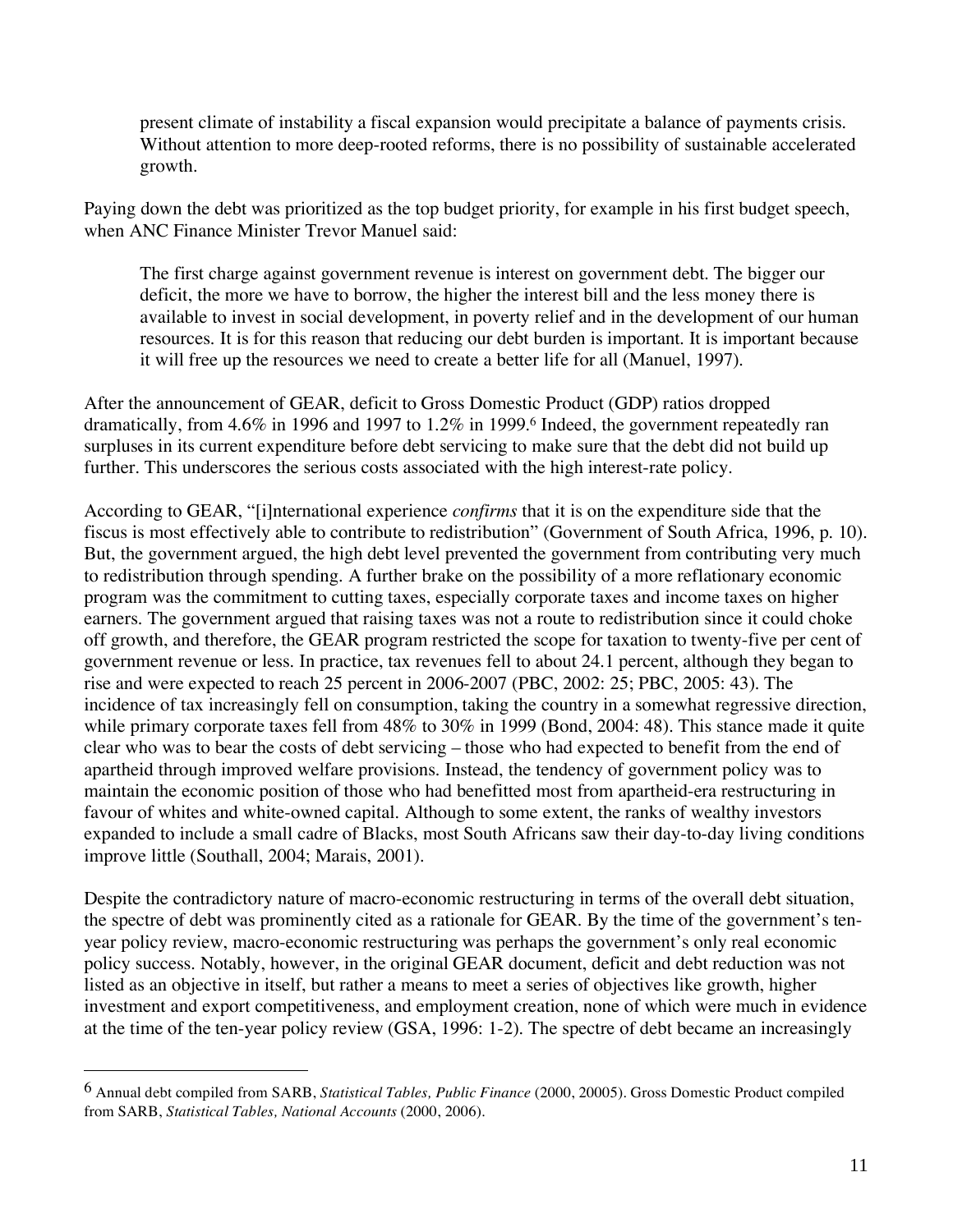present climate of instability a fiscal expansion would precipitate a balance of payments crisis. Without attention to more deep-rooted reforms, there is no possibility of sustainable accelerated growth.

Paying down the debt was prioritized as the top budget priority, for example in his first budget speech, when ANC Finance Minister Trevor Manuel said:

> The first charge against government revenue is interest on government debt. The bigger our deficit, the more we have to borrow, the higher the interest bill and the less money there is available to invest in social development, in poverty relief and in the development of our human resources. It is for this reason that reducing our debt burden is important. It is important because it will free up the resources we need to create a better life for all (Manuel, 1997).

After the announcement of GEAR, deficit to Gross Domestic Product (GDP) ratios dropped dramatically, from 4.6% in 1996 and 1997 to 1.2% in 1999.[6] Indeed, the government repeatedly ran surpluses in its current expenditure before debt servicing to make sure that the debt did not build up further. This underscores the serious costs associated with the high interest-rate policy.

According to GEAR, "[i]nternational experience *confirms* that it is on the expenditure side that the fiscus is most effectively able to contribute to redistribution" (Government of South Africa, 1996, p. 10). But, the government argued, the high debt level prevented the government from contributing very much to redistribution through spending. A further brake on the possibility of a more reflationary economic program was the commitment to cutting taxes, especially corporate taxes and income taxes on higher earners. The government argued that raising taxes was not a route to redistribution since it could choke off growth, and therefore, the GEAR program restricted the scope for taxation to twenty-five per cent of government revenue or less. In practice, tax revenues fell to about 24.1 percent, although they began to rise and were expected to reach 25 percent in 2006-2007 (PBC, 2002: 25; PBC, 2005: 43). The incidence of tax increasingly fell on consumption, taking the country in a somewhat regressive direction, while primary corporate taxes fell from 48% to 30% in 1999 (Bond, 2004: 48). This stance made it quite clear who was to bear the costs of debt servicing – those who had expected to benefit from the end of apartheid through improved welfare provisions. Instead, the tendency of government policy was to maintain the economic position of those who had benefitted most from apartheid-era restructuring in favour of whites and white-owned capital. Although to some extent, the ranks of wealthy investors expanded to include a small cadre of Blacks, most South Africans saw their day-to-day living conditions improve little (Southall, 2004; Marais, 2001).

Despite the contradictory nature of macro-economic restructuring in terms of the overall debt situation, the spectre of debt was prominently cited as a rationale for GEAR. By the time of the government's ten-year policy review, macro-economic restructuring was perhaps the government's only real economic policy success. Notably, however, in the original GEAR document, deficit and debt reduction was not listed as an objective in itself, but rather a means to meet a series of objectives like growth, higher investment and export competitiveness, and employment creation, none of which were much in evidence at the time of the ten-year policy review (GSA, 1996: 1-2). The spectre of debt became an increasingly

---

[6] Annual debt compiled from SARB, *Statistical Tables, Public Finance* (2000, 20005). Gross Domestic Product compiled from SARB, *Statistical Tables, National Accounts* (2000, 2006).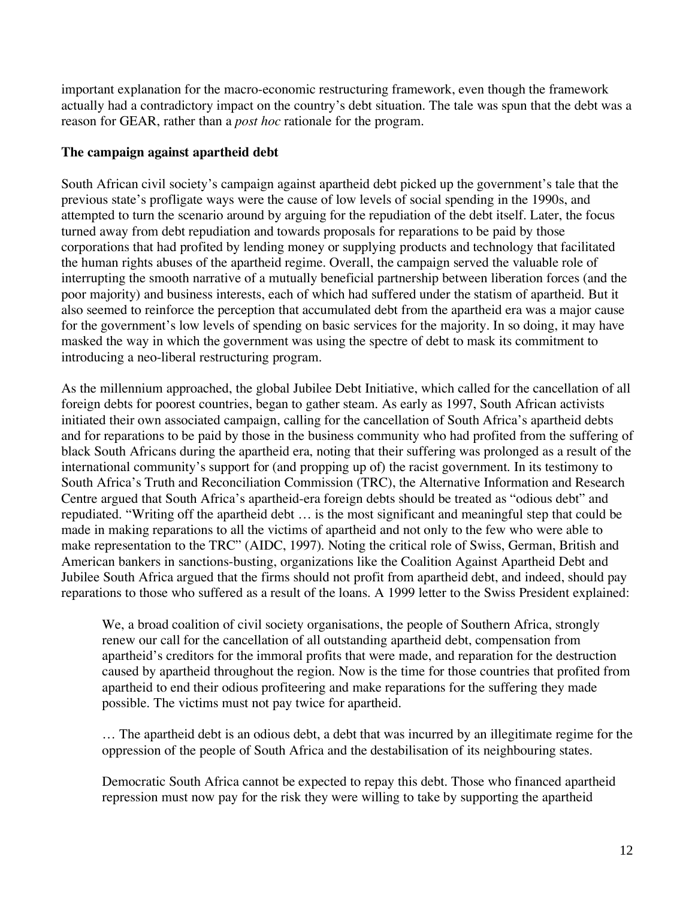important explanation for the macro-economic restructuring framework, even though the framework actually had a contradictory impact on the country's debt situation. The tale was spun that the debt was a reason for GEAR, rather than a *post hoc* rationale for the program.

**The campaign against apartheid debt**

South African civil society's campaign against apartheid debt picked up the government's tale that the previous state's profligate ways were the cause of low levels of social spending in the 1990s, and attempted to turn the scenario around by arguing for the repudiation of the debt itself. Later, the focus turned away from debt repudiation and towards proposals for reparations to be paid by those corporations that had profited by lending money or supplying products and technology that facilitated the human rights abuses of the apartheid regime. Overall, the campaign served the valuable role of interrupting the smooth narrative of a mutually beneficial partnership between liberation forces (and the poor majority) and business interests, each of which had suffered under the statism of apartheid. But it also seemed to reinforce the perception that accumulated debt from the apartheid era was a major cause for the government's low levels of spending on basic services for the majority. In so doing, it may have masked the way in which the government was using the spectre of debt to mask its commitment to introducing a neo-liberal restructuring program.

As the millennium approached, the global Jubilee Debt Initiative, which called for the cancellation of all foreign debts for poorest countries, began to gather steam. As early as 1997, South African activists initiated their own associated campaign, calling for the cancellation of South Africa's apartheid debts and for reparations to be paid by those in the business community who had profited from the suffering of black South Africans during the apartheid era, noting that their suffering was prolonged as a result of the international community's support for (and propping up of) the racist government. In its testimony to South Africa's Truth and Reconciliation Commission (TRC), the Alternative Information and Research Centre argued that South Africa's apartheid-era foreign debts should be treated as "odious debt" and repudiated. "Writing off the apartheid debt … is the most significant and meaningful step that could be made in making reparations to all the victims of apartheid and not only to the few who were able to make representation to the TRC" (AIDC, 1997). Noting the critical role of Swiss, German, British and American bankers in sanctions-busting, organizations like the Coalition Against Apartheid Debt and Jubilee South Africa argued that the firms should not profit from apartheid debt, and indeed, should pay reparations to those who suffered as a result of the loans. A 1999 letter to the Swiss President explained:

> We, a broad coalition of civil society organisations, the people of Southern Africa, strongly renew our call for the cancellation of all outstanding apartheid debt, compensation from apartheid's creditors for the immoral profits that were made, and reparation for the destruction caused by apartheid throughout the region. Now is the time for those countries that profited from apartheid to end their odious profiteering and make reparations for the suffering they made possible. The victims must not pay twice for apartheid.
>
> … The apartheid debt is an odious debt, a debt that was incurred by an illegitimate regime for the oppression of the people of South Africa and the destabilisation of its neighbouring states.
>
> Democratic South Africa cannot be expected to repay this debt. Those who financed apartheid repression must now pay for the risk they were willing to take by supporting the apartheid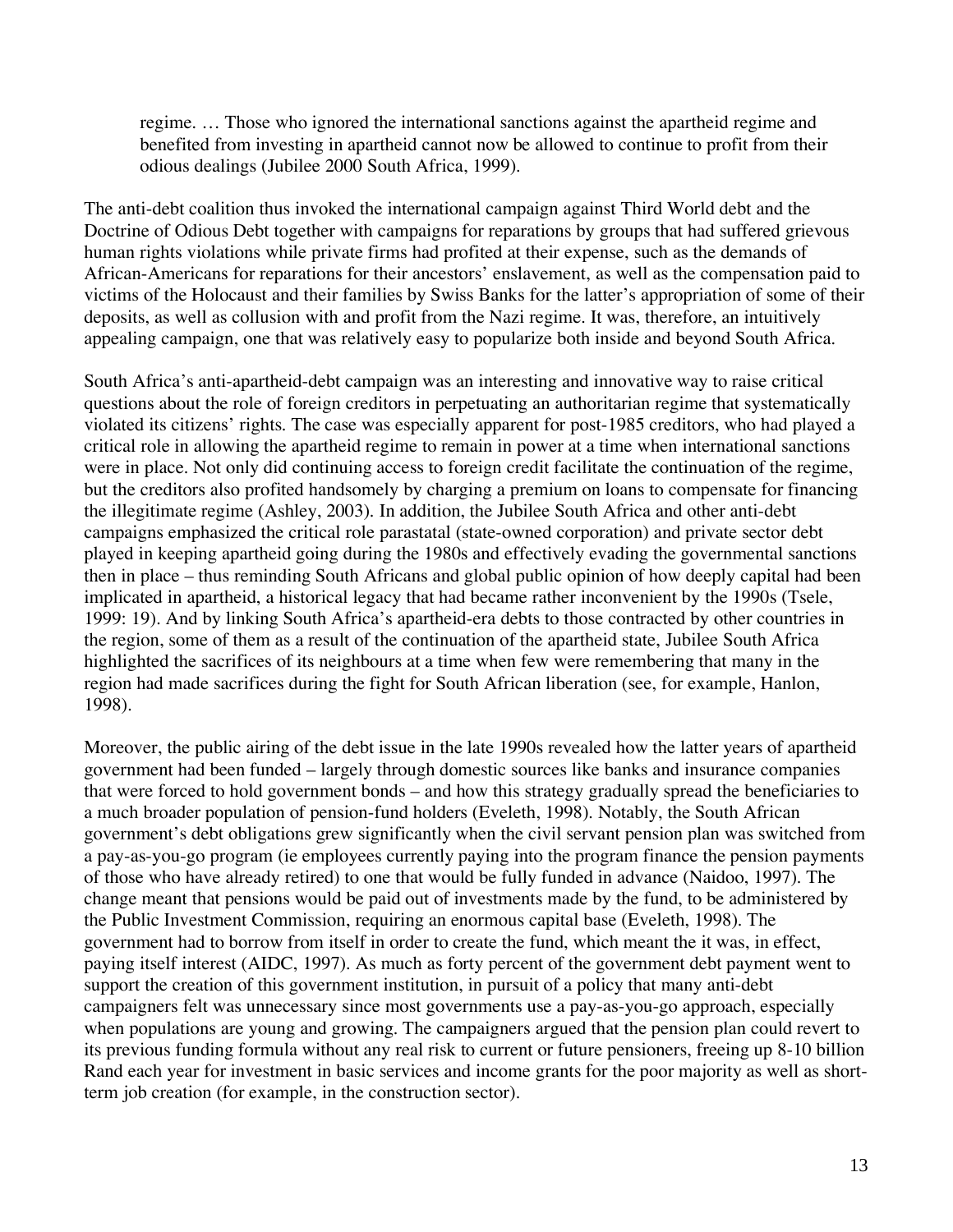> regime. … Those who ignored the international sanctions against the apartheid regime and benefited from investing in apartheid cannot now be allowed to continue to profit from their odious dealings (Jubilee 2000 South Africa, 1999).

The anti-debt coalition thus invoked the international campaign against Third World debt and the Doctrine of Odious Debt together with campaigns for reparations by groups that had suffered grievous human rights violations while private firms had profited at their expense, such as the demands of African-Americans for reparations for their ancestors' enslavement, as well as the compensation paid to victims of the Holocaust and their families by Swiss Banks for the latter's appropriation of some of their deposits, as well as collusion with and profit from the Nazi regime. It was, therefore, an intuitively appealing campaign, one that was relatively easy to popularize both inside and beyond South Africa.

South Africa's anti-apartheid-debt campaign was an interesting and innovative way to raise critical questions about the role of foreign creditors in perpetuating an authoritarian regime that systematically violated its citizens' rights. The case was especially apparent for post-1985 creditors, who had played a critical role in allowing the apartheid regime to remain in power at a time when international sanctions were in place. Not only did continuing access to foreign credit facilitate the continuation of the regime, but the creditors also profited handsomely by charging a premium on loans to compensate for financing the illegitimate regime (Ashley, 2003). In addition, the Jubilee South Africa and other anti-debt campaigns emphasized the critical role parastatal (state-owned corporation) and private sector debt played in keeping apartheid going during the 1980s and effectively evading the governmental sanctions then in place – thus reminding South Africans and global public opinion of how deeply capital had been implicated in apartheid, a historical legacy that had became rather inconvenient by the 1990s (Tsele, 1999: 19). And by linking South Africa's apartheid-era debts to those contracted by other countries in the region, some of them as a result of the continuation of the apartheid state, Jubilee South Africa highlighted the sacrifices of its neighbours at a time when few were remembering that many in the region had made sacrifices during the fight for South African liberation (see, for example, Hanlon, 1998).

Moreover, the public airing of the debt issue in the late 1990s revealed how the latter years of apartheid government had been funded – largely through domestic sources like banks and insurance companies that were forced to hold government bonds – and how this strategy gradually spread the beneficiaries to a much broader population of pension-fund holders (Eveleth, 1998). Notably, the South African government's debt obligations grew significantly when the civil servant pension plan was switched from a pay-as-you-go program (ie employees currently paying into the program finance the pension payments of those who have already retired) to one that would be fully funded in advance (Naidoo, 1997). The change meant that pensions would be paid out of investments made by the fund, to be administered by the Public Investment Commission, requiring an enormous capital base (Eveleth, 1998). The government had to borrow from itself in order to create the fund, which meant the it was, in effect, paying itself interest (AIDC, 1997). As much as forty percent of the government debt payment went to support the creation of this government institution, in pursuit of a policy that many anti-debt campaigners felt was unnecessary since most governments use a pay-as-you-go approach, especially when populations are young and growing. The campaigners argued that the pension plan could revert to its previous funding formula without any real risk to current or future pensioners, freeing up 8-10 billion Rand each year for investment in basic services and income grants for the poor majority as well as short-term job creation (for example, in the construction sector).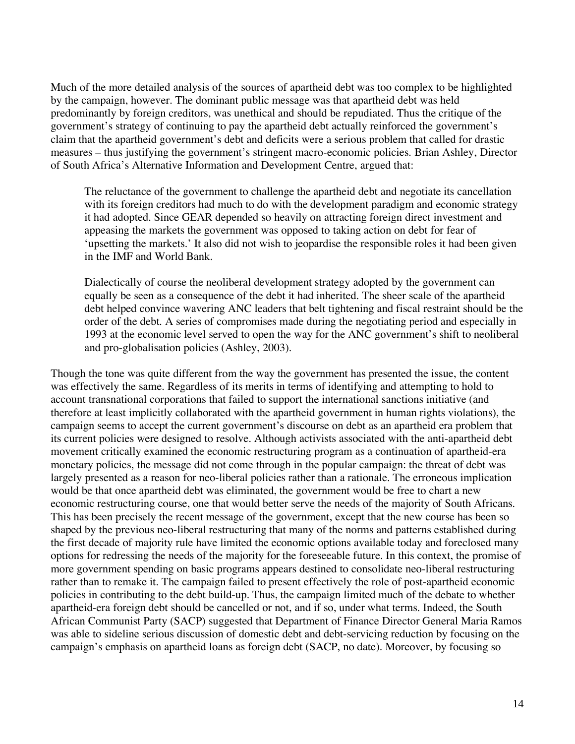Much of the more detailed analysis of the sources of apartheid debt was too complex to be highlighted by the campaign, however. The dominant public message was that apartheid debt was held predominantly by foreign creditors, was unethical and should be repudiated. Thus the critique of the government's strategy of continuing to pay the apartheid debt actually reinforced the government's claim that the apartheid government's debt and deficits were a serious problem that called for drastic measures – thus justifying the government's stringent macro-economic policies. Brian Ashley, Director of South Africa's Alternative Information and Development Centre, argued that:

> The reluctance of the government to challenge the apartheid debt and negotiate its cancellation with its foreign creditors had much to do with the development paradigm and economic strategy it had adopted. Since GEAR depended so heavily on attracting foreign direct investment and appeasing the markets the government was opposed to taking action on debt for fear of 'upsetting the markets.' It also did not wish to jeopardise the responsible roles it had been given in the IMF and World Bank.
>
> Dialectically of course the neoliberal development strategy adopted by the government can equally be seen as a consequence of the debt it had inherited. The sheer scale of the apartheid debt helped convince wavering ANC leaders that belt tightening and fiscal restraint should be the order of the debt. A series of compromises made during the negotiating period and especially in 1993 at the economic level served to open the way for the ANC government's shift to neoliberal and pro-globalisation policies (Ashley, 2003).

Though the tone was quite different from the way the government has presented the issue, the content was effectively the same. Regardless of its merits in terms of identifying and attempting to hold to account transnational corporations that failed to support the international sanctions initiative (and therefore at least implicitly collaborated with the apartheid government in human rights violations), the campaign seems to accept the current government's discourse on debt as an apartheid era problem that its current policies were designed to resolve. Although activists associated with the anti-apartheid debt movement critically examined the economic restructuring program as a continuation of apartheid-era monetary policies, the message did not come through in the popular campaign: the threat of debt was largely presented as a reason for neo-liberal policies rather than a rationale. The erroneous implication would be that once apartheid debt was eliminated, the government would be free to chart a new economic restructuring course, one that would better serve the needs of the majority of South Africans. This has been precisely the recent message of the government, except that the new course has been so shaped by the previous neo-liberal restructuring that many of the norms and patterns established during the first decade of majority rule have limited the economic options available today and foreclosed many options for redressing the needs of the majority for the foreseeable future. In this context, the promise of more government spending on basic programs appears destined to consolidate neo-liberal restructuring rather than to remake it. The campaign failed to present effectively the role of post-apartheid economic policies in contributing to the debt build-up. Thus, the campaign limited much of the debate to whether apartheid-era foreign debt should be cancelled or not, and if so, under what terms. Indeed, the South African Communist Party (SACP) suggested that Department of Finance Director General Maria Ramos was able to sideline serious discussion of domestic debt and debt-servicing reduction by focusing on the campaign's emphasis on apartheid loans as foreign debt (SACP, no date). Moreover, by focusing so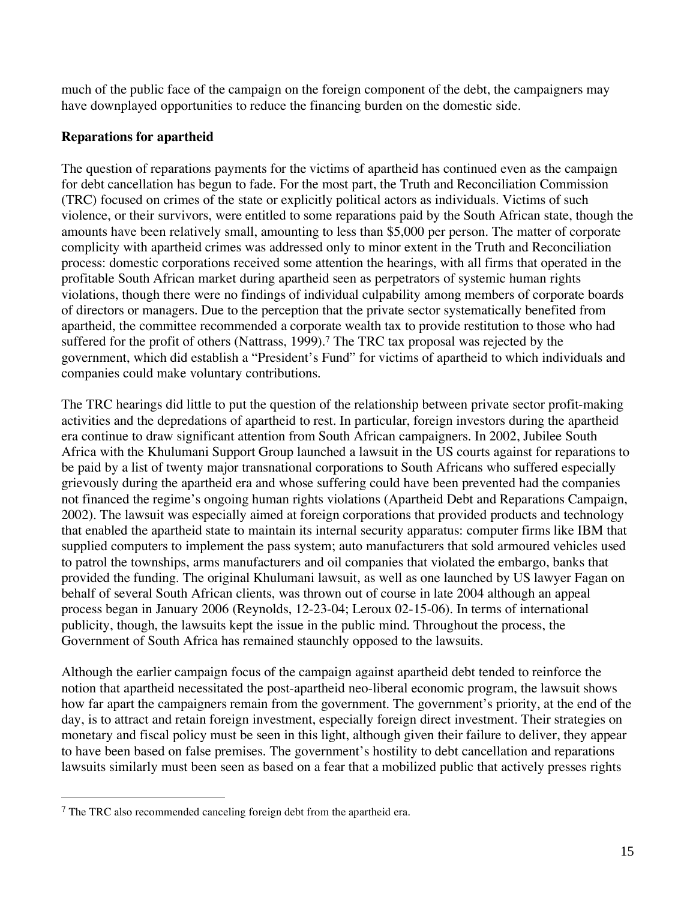much of the public face of the campaign on the foreign component of the debt, the campaigners may have downplayed opportunities to reduce the financing burden on the domestic side.

**Reparations for apartheid**

The question of reparations payments for the victims of apartheid has continued even as the campaign for debt cancellation has begun to fade. For the most part, the Truth and Reconciliation Commission (TRC) focused on crimes of the state or explicitly political actors as individuals. Victims of such violence, or their survivors, were entitled to some reparations paid by the South African state, though the amounts have been relatively small, amounting to less than $5,000 per person. The matter of corporate complicity with apartheid crimes was addressed only to minor extent in the Truth and Reconciliation process: domestic corporations received some attention the hearings, with all firms that operated in the profitable South African market during apartheid seen as perpetrators of systemic human rights violations, though there were no findings of individual culpability among members of corporate boards of directors or managers. Due to the perception that the private sector systematically benefited from apartheid, the committee recommended a corporate wealth tax to provide restitution to those who had suffered for the profit of others (Nattrass, 1999).[7] The TRC tax proposal was rejected by the government, which did establish a "President's Fund" for victims of apartheid to which individuals and companies could make voluntary contributions.

The TRC hearings did little to put the question of the relationship between private sector profit-making activities and the depredations of apartheid to rest. In particular, foreign investors during the apartheid era continue to draw significant attention from South African campaigners. In 2002, Jubilee South Africa with the Khulumani Support Group launched a lawsuit in the US courts against for reparations to be paid by a list of twenty major transnational corporations to South Africans who suffered especially grievously during the apartheid era and whose suffering could have been prevented had the companies not financed the regime's ongoing human rights violations (Apartheid Debt and Reparations Campaign, 2002). The lawsuit was especially aimed at foreign corporations that provided products and technology that enabled the apartheid state to maintain its internal security apparatus: computer firms like IBM that supplied computers to implement the pass system; auto manufacturers that sold armoured vehicles used to patrol the townships, arms manufacturers and oil companies that violated the embargo, banks that provided the funding. The original Khulumani lawsuit, as well as one launched by US lawyer Fagan on behalf of several South African clients, was thrown out of course in late 2004 although an appeal process began in January 2006 (Reynolds, 12-23-04; Leroux 02-15-06). In terms of international publicity, though, the lawsuits kept the issue in the public mind. Throughout the process, the Government of South Africa has remained staunchly opposed to the lawsuits.

Although the earlier campaign focus of the campaign against apartheid debt tended to reinforce the notion that apartheid necessitated the post-apartheid neo-liberal economic program, the lawsuit shows how far apart the campaigners remain from the government. The government's priority, at the end of the day, is to attract and retain foreign investment, especially foreign direct investment. Their strategies on monetary and fiscal policy must be seen in this light, although given their failure to deliver, they appear to have been based on false premises. The government's hostility to debt cancellation and reparations lawsuits similarly must been seen as based on a fear that a mobilized public that actively presses rights

[7] The TRC also recommended canceling foreign debt from the apartheid era.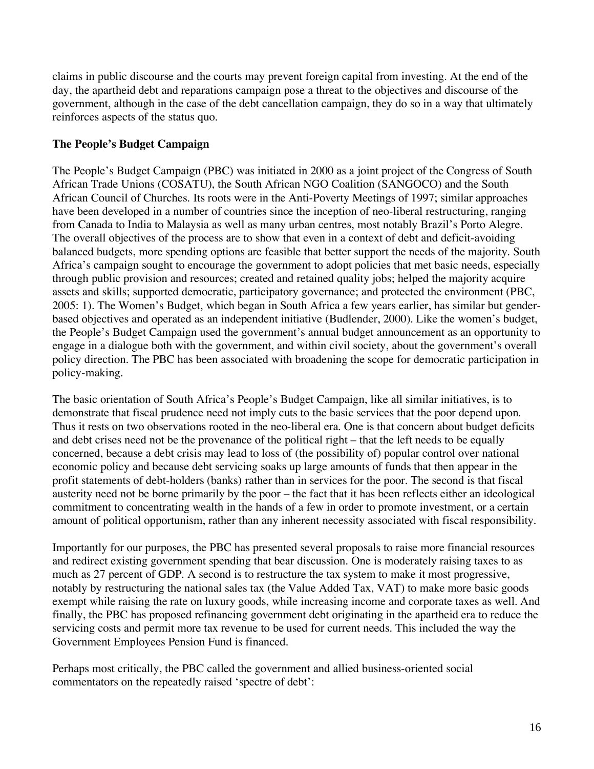claims in public discourse and the courts may prevent foreign capital from investing. At the end of the day, the apartheid debt and reparations campaign pose a threat to the objectives and discourse of the government, although in the case of the debt cancellation campaign, they do so in a way that ultimately reinforces aspects of the status quo.

**The People's Budget Campaign**

The People's Budget Campaign (PBC) was initiated in 2000 as a joint project of the Congress of South African Trade Unions (COSATU), the South African NGO Coalition (SANGOCO) and the South African Council of Churches. Its roots were in the Anti-Poverty Meetings of 1997; similar approaches have been developed in a number of countries since the inception of neo-liberal restructuring, ranging from Canada to India to Malaysia as well as many urban centres, most notably Brazil's Porto Alegre. The overall objectives of the process are to show that even in a context of debt and deficit-avoiding balanced budgets, more spending options are feasible that better support the needs of the majority. South Africa's campaign sought to encourage the government to adopt policies that met basic needs, especially through public provision and resources; created and retained quality jobs; helped the majority acquire assets and skills; supported democratic, participatory governance; and protected the environment (PBC, 2005: 1). The Women's Budget, which began in South Africa a few years earlier, has similar but gender-based objectives and operated as an independent initiative (Budlender, 2000). Like the women's budget, the People's Budget Campaign used the government's annual budget announcement as an opportunity to engage in a dialogue both with the government, and within civil society, about the government's overall policy direction. The PBC has been associated with broadening the scope for democratic participation in policy-making.

The basic orientation of South Africa's People's Budget Campaign, like all similar initiatives, is to demonstrate that fiscal prudence need not imply cuts to the basic services that the poor depend upon. Thus it rests on two observations rooted in the neo-liberal era. One is that concern about budget deficits and debt crises need not be the provenance of the political right – that the left needs to be equally concerned, because a debt crisis may lead to loss of (the possibility of) popular control over national economic policy and because debt servicing soaks up large amounts of funds that then appear in the profit statements of debt-holders (banks) rather than in services for the poor. The second is that fiscal austerity need not be borne primarily by the poor – the fact that it has been reflects either an ideological commitment to concentrating wealth in the hands of a few in order to promote investment, or a certain amount of political opportunism, rather than any inherent necessity associated with fiscal responsibility.

Importantly for our purposes, the PBC has presented several proposals to raise more financial resources and redirect existing government spending that bear discussion. One is moderately raising taxes to as much as 27 percent of GDP. A second is to restructure the tax system to make it most progressive, notably by restructuring the national sales tax (the Value Added Tax, VAT) to make more basic goods exempt while raising the rate on luxury goods, while increasing income and corporate taxes as well. And finally, the PBC has proposed refinancing government debt originating in the apartheid era to reduce the servicing costs and permit more tax revenue to be used for current needs. This included the way the Government Employees Pension Fund is financed.

Perhaps most critically, the PBC called the government and allied business-oriented social commentators on the repeatedly raised 'spectre of debt':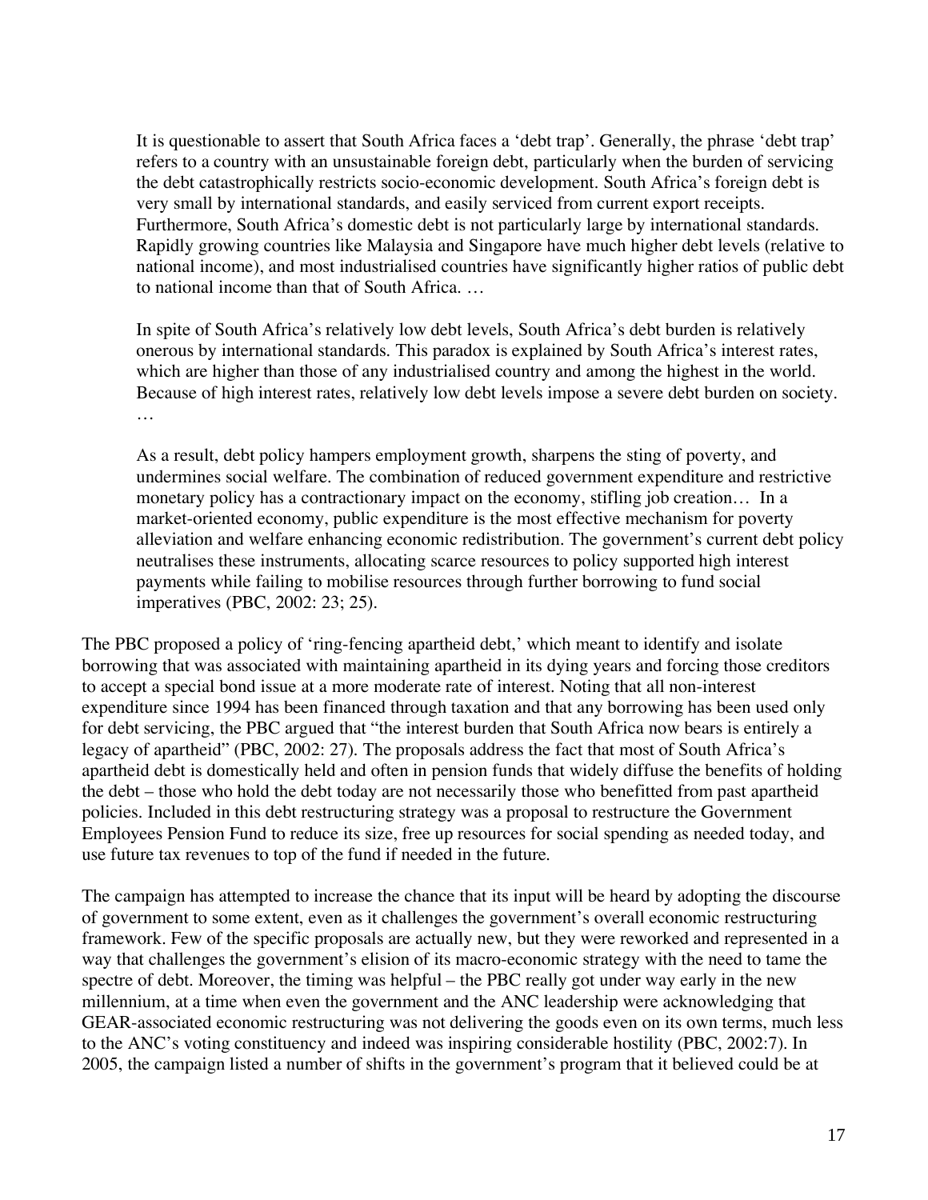> It is questionable to assert that South Africa faces a 'debt trap'. Generally, the phrase 'debt trap' refers to a country with an unsustainable foreign debt, particularly when the burden of servicing the debt catastrophically restricts socio-economic development. South Africa's foreign debt is very small by international standards, and easily serviced from current export receipts. Furthermore, South Africa's domestic debt is not particularly large by international standards. Rapidly growing countries like Malaysia and Singapore have much higher debt levels (relative to national income), and most industrialised countries have significantly higher ratios of public debt to national income than that of South Africa. …
>
> In spite of South Africa's relatively low debt levels, South Africa's debt burden is relatively onerous by international standards. This paradox is explained by South Africa's interest rates, which are higher than those of any industrialised country and among the highest in the world. Because of high interest rates, relatively low debt levels impose a severe debt burden on society. …
>
> As a result, debt policy hampers employment growth, sharpens the sting of poverty, and undermines social welfare. The combination of reduced government expenditure and restrictive monetary policy has a contractionary impact on the economy, stifling job creation… In a market-oriented economy, public expenditure is the most effective mechanism for poverty alleviation and welfare enhancing economic redistribution. The government's current debt policy neutralises these instruments, allocating scarce resources to policy supported high interest payments while failing to mobilise resources through further borrowing to fund social imperatives (PBC, 2002: 23; 25).

The PBC proposed a policy of 'ring-fencing apartheid debt,' which meant to identify and isolate borrowing that was associated with maintaining apartheid in its dying years and forcing those creditors to accept a special bond issue at a more moderate rate of interest. Noting that all non-interest expenditure since 1994 has been financed through taxation and that any borrowing has been used only for debt servicing, the PBC argued that "the interest burden that South Africa now bears is entirely a legacy of apartheid" (PBC, 2002: 27). The proposals address the fact that most of South Africa's apartheid debt is domestically held and often in pension funds that widely diffuse the benefits of holding the debt – those who hold the debt today are not necessarily those who benefitted from past apartheid policies. Included in this debt restructuring strategy was a proposal to restructure the Government Employees Pension Fund to reduce its size, free up resources for social spending as needed today, and use future tax revenues to top of the fund if needed in the future.

The campaign has attempted to increase the chance that its input will be heard by adopting the discourse of government to some extent, even as it challenges the government's overall economic restructuring framework. Few of the specific proposals are actually new, but they were reworked and represented in a way that challenges the government's elision of its macro-economic strategy with the need to tame the spectre of debt. Moreover, the timing was helpful – the PBC really got under way early in the new millennium, at a time when even the government and the ANC leadership were acknowledging that GEAR-associated economic restructuring was not delivering the goods even on its own terms, much less to the ANC's voting constituency and indeed was inspiring considerable hostility (PBC, 2002:7). In 2005, the campaign listed a number of shifts in the government's program that it believed could be at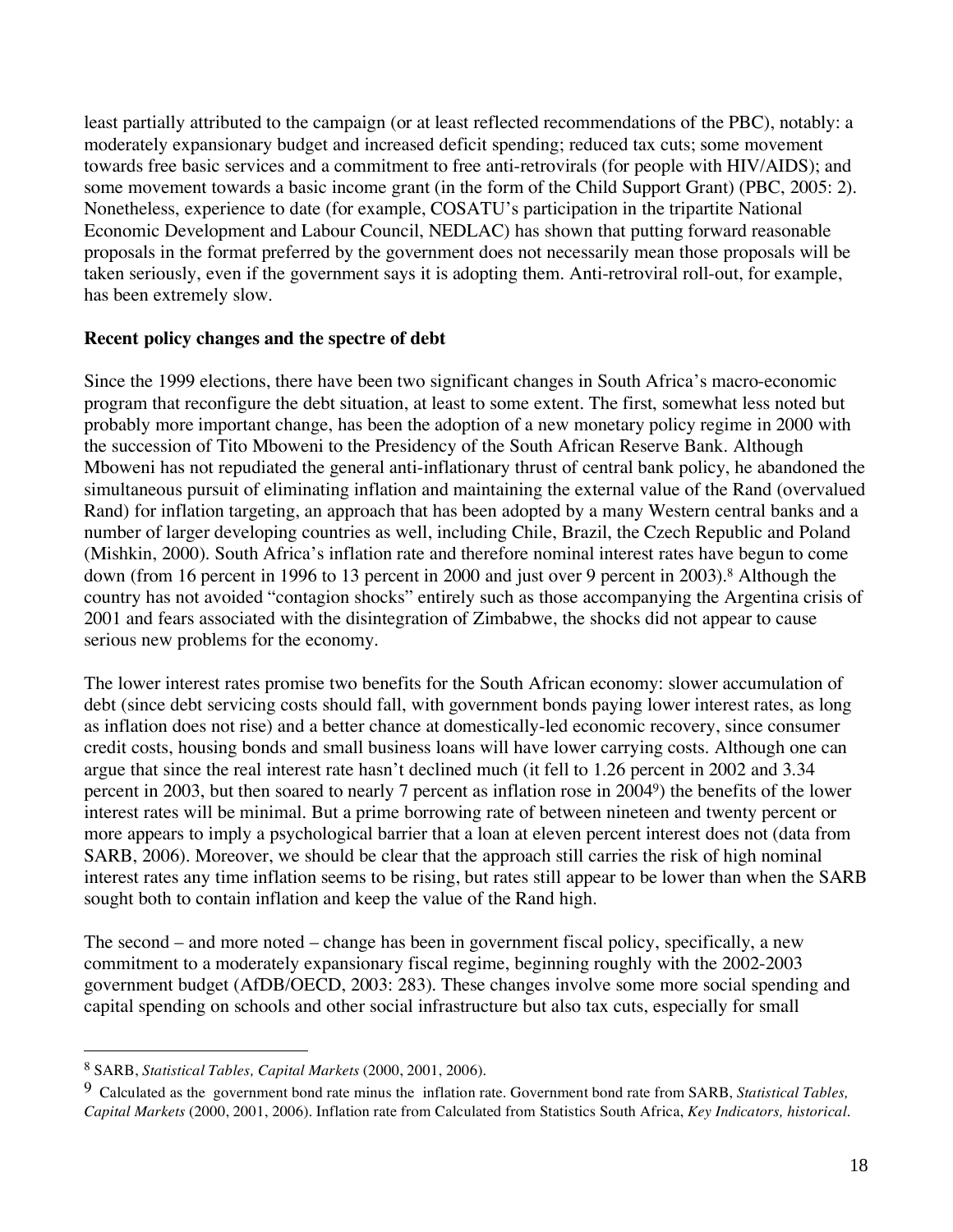least partially attributed to the campaign (or at least reflected recommendations of the PBC), notably: a moderately expansionary budget and increased deficit spending; reduced tax cuts; some movement towards free basic services and a commitment to free anti-retrovirals (for people with HIV/AIDS); and some movement towards a basic income grant (in the form of the Child Support Grant) (PBC, 2005: 2). Nonetheless, experience to date (for example, COSATU's participation in the tripartite National Economic Development and Labour Council, NEDLAC) has shown that putting forward reasonable proposals in the format preferred by the government does not necessarily mean those proposals will be taken seriously, even if the government says it is adopting them. Anti-retroviral roll-out, for example, has been extremely slow.

**Recent policy changes and the spectre of debt**

Since the 1999 elections, there have been two significant changes in South Africa's macro-economic program that reconfigure the debt situation, at least to some extent. The first, somewhat less noted but probably more important change, has been the adoption of a new monetary policy regime in 2000 with the succession of Tito Mboweni to the Presidency of the South African Reserve Bank. Although Mboweni has not repudiated the general anti-inflationary thrust of central bank policy, he abandoned the simultaneous pursuit of eliminating inflation and maintaining the external value of the Rand (overvalued Rand) for inflation targeting, an approach that has been adopted by a many Western central banks and a number of larger developing countries as well, including Chile, Brazil, the Czech Republic and Poland (Mishkin, 2000). South Africa's inflation rate and therefore nominal interest rates have begun to come down (from 16 percent in 1996 to 13 percent in 2000 and just over 9 percent in 2003).[8] Although the country has not avoided "contagion shocks" entirely such as those accompanying the Argentina crisis of 2001 and fears associated with the disintegration of Zimbabwe, the shocks did not appear to cause serious new problems for the economy.

The lower interest rates promise two benefits for the South African economy: slower accumulation of debt (since debt servicing costs should fall, with government bonds paying lower interest rates, as long as inflation does not rise) and a better chance at domestically-led economic recovery, since consumer credit costs, housing bonds and small business loans will have lower carrying costs. Although one can argue that since the real interest rate hasn't declined much (it fell to 1.26 percent in 2002 and 3.34 percent in 2003, but then soared to nearly 7 percent as inflation rose in 2004[9]) the benefits of the lower interest rates will be minimal. But a prime borrowing rate of between nineteen and twenty percent or more appears to imply a psychological barrier that a loan at eleven percent interest does not (data from SARB, 2006). Moreover, we should be clear that the approach still carries the risk of high nominal interest rates any time inflation seems to be rising, but rates still appear to be lower than when the SARB sought both to contain inflation and keep the value of the Rand high.

The second – and more noted – change has been in government fiscal policy, specifically, a new commitment to a moderately expansionary fiscal regime, beginning roughly with the 2002-2003 government budget (AfDB/OECD, 2003: 283). These changes involve some more social spending and capital spending on schools and other social infrastructure but also tax cuts, especially for small

---

[8] SARB, *Statistical Tables, Capital Markets* (2000, 2001, 2006).

[9] Calculated as the government bond rate minus the inflation rate. Government bond rate from SARB, *Statistical Tables, Capital Markets* (2000, 2001, 2006). Inflation rate from Calculated from Statistics South Africa, *Key Indicators, historical.*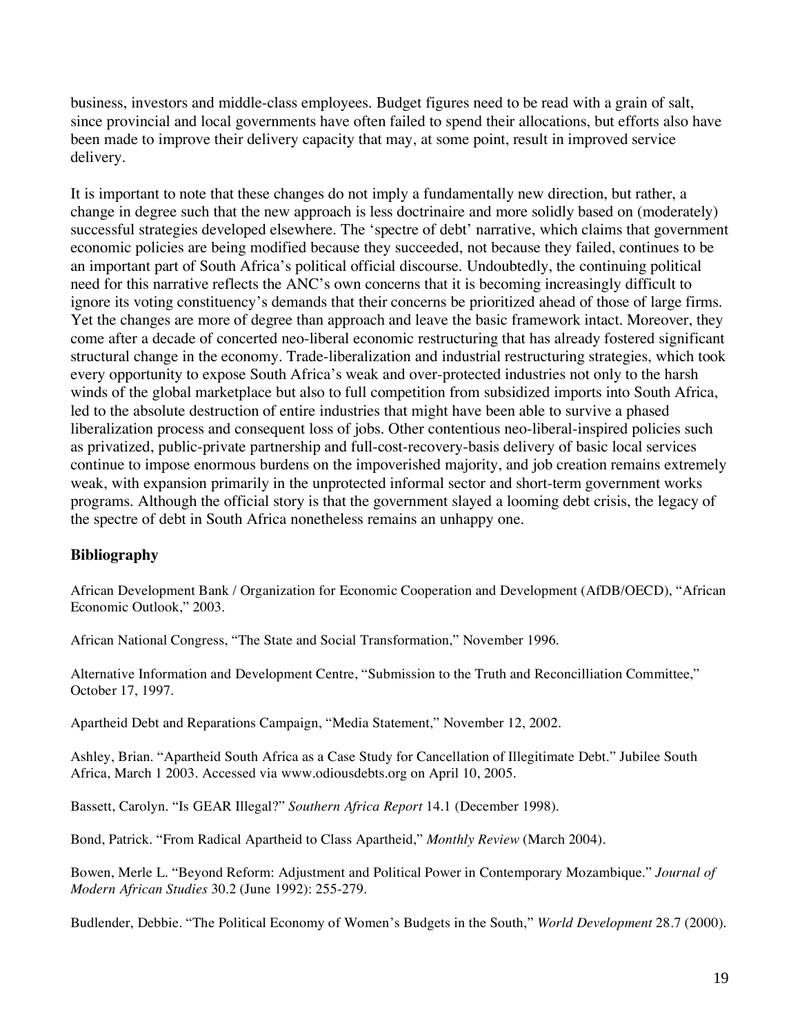business, investors and middle-class employees. Budget figures need to be read with a grain of salt, since provincial and local governments have often failed to spend their allocations, but efforts also have been made to improve their delivery capacity that may, at some point, result in improved service delivery.

It is important to note that these changes do not imply a fundamentally new direction, but rather, a change in degree such that the new approach is less doctrinaire and more solidly based on (moderately) successful strategies developed elsewhere. The 'spectre of debt' narrative, which claims that government economic policies are being modified because they succeeded, not because they failed, continues to be an important part of South Africa's political official discourse. Undoubtedly, the continuing political need for this narrative reflects the ANC's own concerns that it is becoming increasingly difficult to ignore its voting constituency's demands that their concerns be prioritized ahead of those of large firms. Yet the changes are more of degree than approach and leave the basic framework intact. Moreover, they come after a decade of concerted neo-liberal economic restructuring that has already fostered significant structural change in the economy. Trade-liberalization and industrial restructuring strategies, which took every opportunity to expose South Africa's weak and over-protected industries not only to the harsh winds of the global marketplace but also to full competition from subsidized imports into South Africa, led to the absolute destruction of entire industries that might have been able to survive a phased liberalization process and consequent loss of jobs. Other contentious neo-liberal-inspired policies such as privatized, public-private partnership and full-cost-recovery-basis delivery of basic local services continue to impose enormous burdens on the impoverished majority, and job creation remains extremely weak, with expansion primarily in the unprotected informal sector and short-term government works programs. Although the official story is that the government slayed a looming debt crisis, the legacy of the spectre of debt in South Africa nonetheless remains an unhappy one.

## Bibliography

African Development Bank / Organization for Economic Cooperation and Development (AfDB/OECD), "African Economic Outlook," 2003.

African National Congress, "The State and Social Transformation," November 1996.

Alternative Information and Development Centre, "Submission to the Truth and Reconcilliation Committee," October 17, 1997.

Apartheid Debt and Reparations Campaign, "Media Statement," November 12, 2002.

Ashley, Brian. "Apartheid South Africa as a Case Study for Cancellation of Illegitimate Debt." Jubilee South Africa, March 1 2003. Accessed via www.odiousdebts.org on April 10, 2005.

Bassett, Carolyn. "Is GEAR Illegal?" *Southern Africa Report* 14.1 (December 1998).

Bond, Patrick. "From Radical Apartheid to Class Apartheid," *Monthly Review* (March 2004).

Bowen, Merle L. "Beyond Reform: Adjustment and Political Power in Contemporary Mozambique." *Journal of Modern African Studies* 30.2 (June 1992): 255-279.

Budlender, Debbie. "The Political Economy of Women's Budgets in the South," *World Development* 28.7 (2000).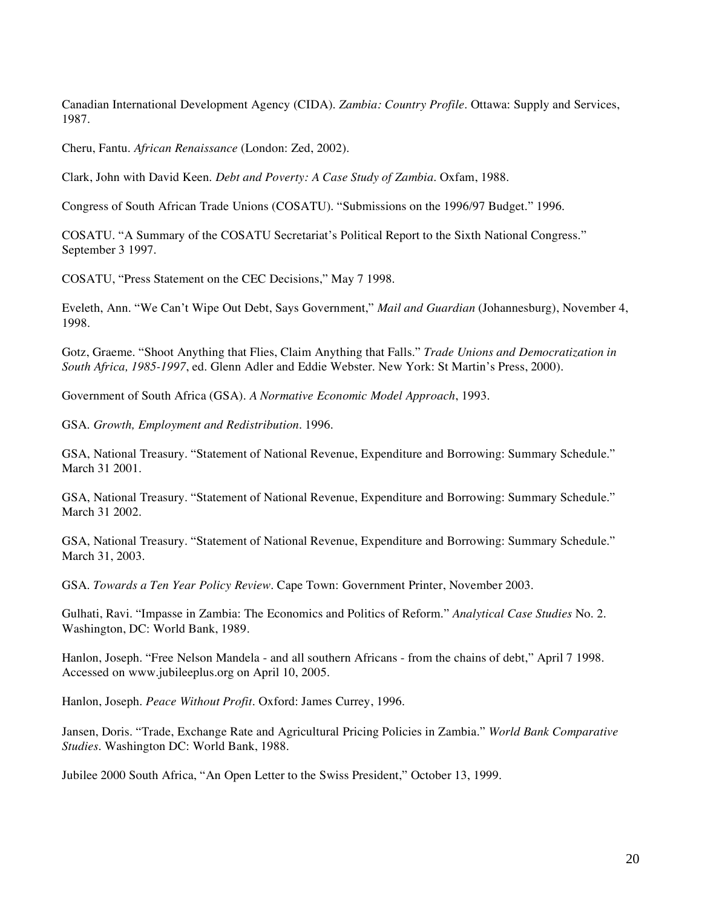Canadian International Development Agency (CIDA). *Zambia: Country Profile*. Ottawa: Supply and Services, 1987.

Cheru, Fantu. *African Renaissance* (London: Zed, 2002).

Clark, John with David Keen. *Debt and Poverty: A Case Study of Zambia*. Oxfam, 1988.

Congress of South African Trade Unions (COSATU). "Submissions on the 1996/97 Budget." 1996.

COSATU. "A Summary of the COSATU Secretariat's Political Report to the Sixth National Congress." September 3 1997.

COSATU, "Press Statement on the CEC Decisions," May 7 1998.

Eveleth, Ann. "We Can't Wipe Out Debt, Says Government," *Mail and Guardian* (Johannesburg), November 4, 1998.

Gotz, Graeme. "Shoot Anything that Flies, Claim Anything that Falls." *Trade Unions and Democratization in South Africa, 1985-1997*, ed. Glenn Adler and Eddie Webster. New York: St Martin's Press, 2000).

Government of South Africa (GSA). *A Normative Economic Model Approach*, 1993.

GSA. *Growth, Employment and Redistribution*. 1996.

GSA, National Treasury. "Statement of National Revenue, Expenditure and Borrowing: Summary Schedule." March 31 2001.

GSA, National Treasury. "Statement of National Revenue, Expenditure and Borrowing: Summary Schedule." March 31 2002.

GSA, National Treasury. "Statement of National Revenue, Expenditure and Borrowing: Summary Schedule." March 31, 2003.

GSA. *Towards a Ten Year Policy Review*. Cape Town: Government Printer, November 2003.

Gulhati, Ravi. "Impasse in Zambia: The Economics and Politics of Reform." *Analytical Case Studies* No. 2. Washington, DC: World Bank, 1989.

Hanlon, Joseph. "Free Nelson Mandela - and all southern Africans - from the chains of debt," April 7 1998. Accessed on www.jubileeplus.org on April 10, 2005.

Hanlon, Joseph. *Peace Without Profit*. Oxford: James Currey, 1996.

Jansen, Doris. "Trade, Exchange Rate and Agricultural Pricing Policies in Zambia." *World Bank Comparative Studies*. Washington DC: World Bank, 1988.

Jubilee 2000 South Africa, "An Open Letter to the Swiss President," October 13, 1999.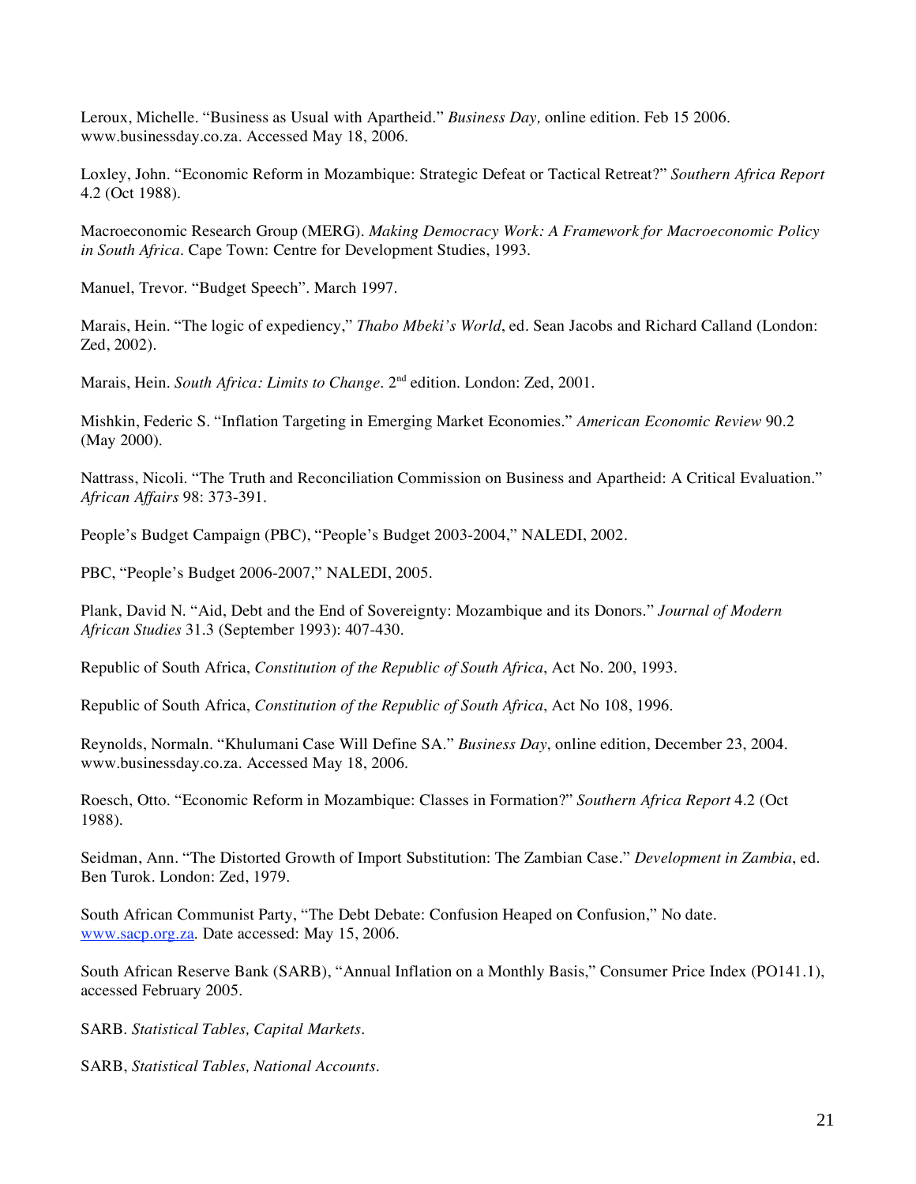Leroux, Michelle. "Business as Usual with Apartheid." *Business Day,* online edition. Feb 15 2006. www.businessday.co.za. Accessed May 18, 2006.

Loxley, John. "Economic Reform in Mozambique: Strategic Defeat or Tactical Retreat?" *Southern Africa Report* 4.2 (Oct 1988).

Macroeconomic Research Group (MERG). *Making Democracy Work: A Framework for Macroeconomic Policy in South Africa*. Cape Town: Centre for Development Studies, 1993.

Manuel, Trevor. "Budget Speech". March 1997.

Marais, Hein. "The logic of expediency," *Thabo Mbeki's World*, ed. Sean Jacobs and Richard Calland (London: Zed, 2002).

Marais, Hein. *South Africa: Limits to Change*. 2nd edition. London: Zed, 2001.

Mishkin, Federic S. "Inflation Targeting in Emerging Market Economies." *American Economic Review* 90.2 (May 2000).

Nattrass, Nicoli. "The Truth and Reconciliation Commission on Business and Apartheid: A Critical Evaluation." *African Affairs* 98: 373-391.

People's Budget Campaign (PBC), "People's Budget 2003-2004," NALEDI, 2002.

PBC, "People's Budget 2006-2007," NALEDI, 2005.

Plank, David N. "Aid, Debt and the End of Sovereignty: Mozambique and its Donors." *Journal of Modern African Studies* 31.3 (September 1993): 407-430.

Republic of South Africa, *Constitution of the Republic of South Africa*, Act No. 200, 1993.

Republic of South Africa, *Constitution of the Republic of South Africa*, Act No 108, 1996.

Reynolds, Normaln. "Khulumani Case Will Define SA." *Business Day*, online edition, December 23, 2004. www.businessday.co.za. Accessed May 18, 2006.

Roesch, Otto. "Economic Reform in Mozambique: Classes in Formation?" *Southern Africa Report* 4.2 (Oct 1988).

Seidman, Ann. "The Distorted Growth of Import Substitution: The Zambian Case." *Development in Zambia*, ed. Ben Turok. London: Zed, 1979.

South African Communist Party, "The Debt Debate: Confusion Heaped on Confusion," No date. www.sacp.org.za. Date accessed: May 15, 2006.

South African Reserve Bank (SARB), "Annual Inflation on a Monthly Basis," Consumer Price Index (PO141.1), accessed February 2005.

SARB. *Statistical Tables, Capital Markets*.

SARB, *Statistical Tables, National Accounts*.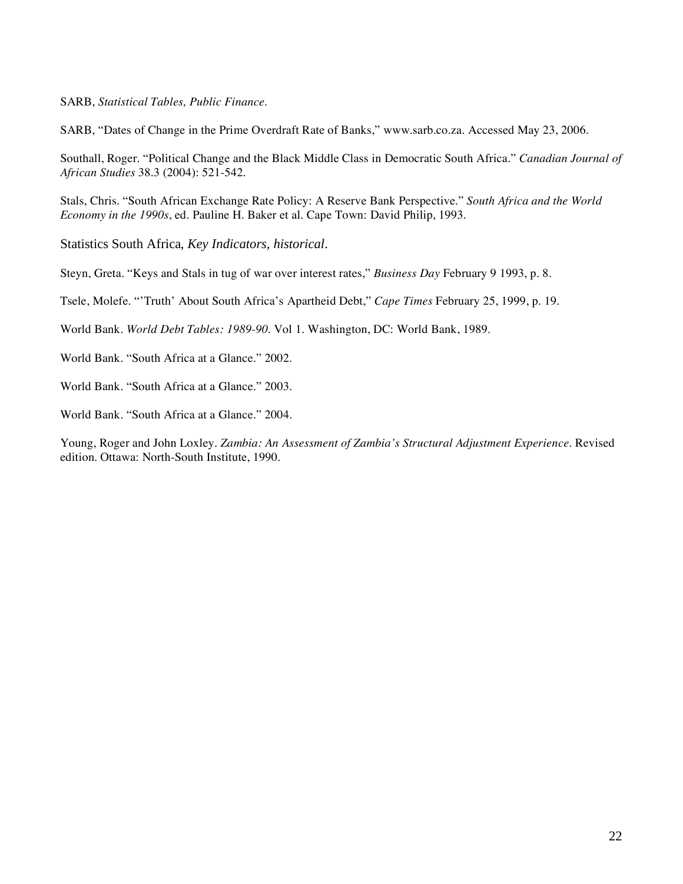SARB, *Statistical Tables, Public Finance*.

SARB, "Dates of Change in the Prime Overdraft Rate of Banks," www.sarb.co.za. Accessed May 23, 2006.

Southall, Roger. "Political Change and the Black Middle Class in Democratic South Africa." *Canadian Journal of African Studies* 38.3 (2004): 521-542.

Stals, Chris. "South African Exchange Rate Policy: A Reserve Bank Perspective." *South Africa and the World Economy in the 1990s*, ed. Pauline H. Baker et al. Cape Town: David Philip, 1993.

Statistics South Africa, *Key Indicators, historical*.

Steyn, Greta. "Keys and Stals in tug of war over interest rates," *Business Day* February 9 1993, p. 8.

Tsele, Molefe. "'Truth' About South Africa's Apartheid Debt," *Cape Times* February 25, 1999, p. 19.

World Bank. *World Debt Tables: 1989-90*. Vol 1. Washington, DC: World Bank, 1989.

World Bank. "South Africa at a Glance." 2002.

World Bank. "South Africa at a Glance." 2003.

World Bank. "South Africa at a Glance." 2004.

Young, Roger and John Loxley. *Zambia: An Assessment of Zambia's Structural Adjustment Experience*. Revised edition. Ottawa: North-South Institute, 1990.